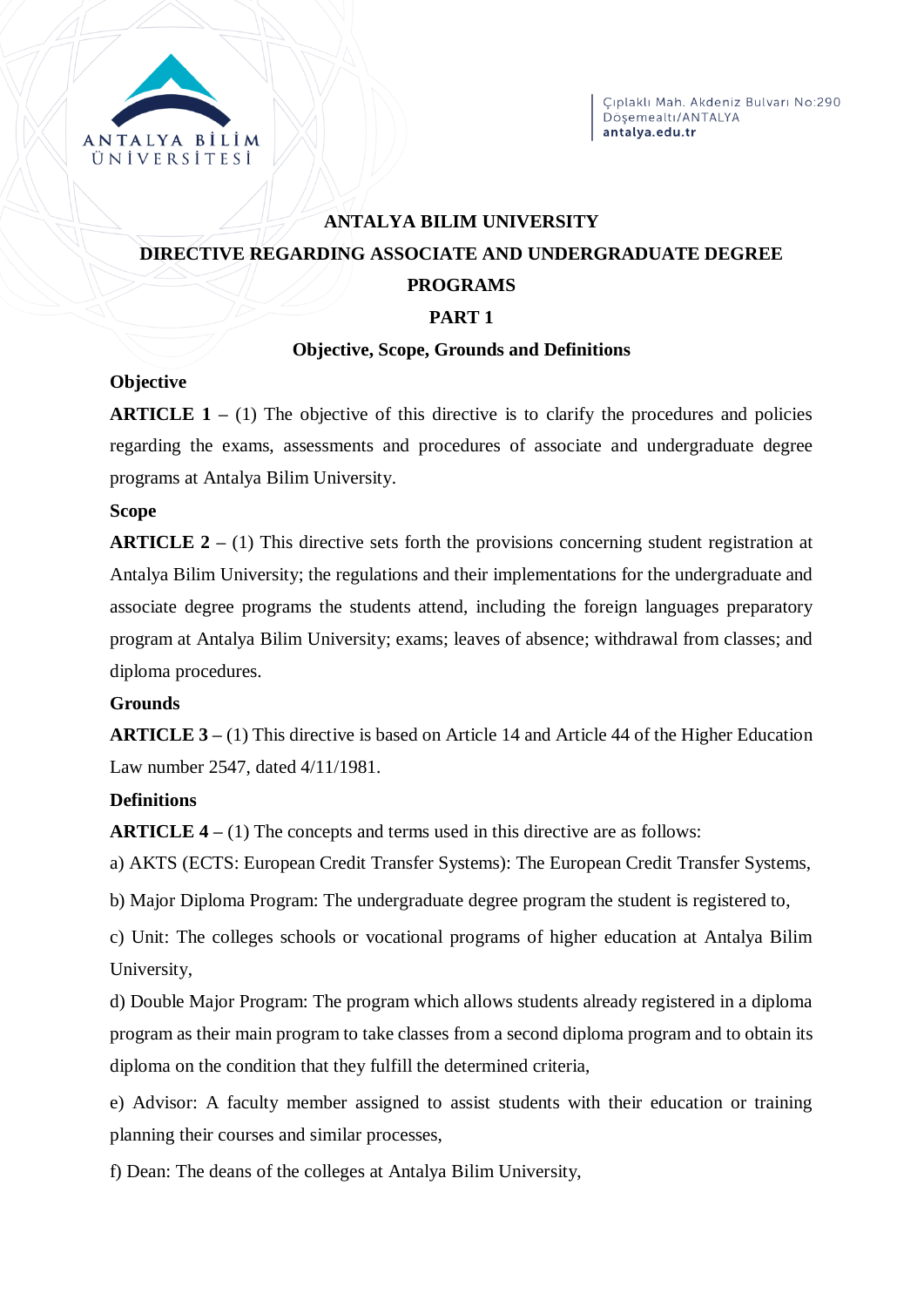# ANTALYA BILIM UNIVERSITY

## DIRECTIVE REGARDING ASSOCIATE AND UNDERGRADUATE DEGREE PROGRAMS

## PART 1

### Objective, Scope, Grounds and Definitions

**Objective**

**ARTICLE 1 –** (1) The objective of this directive is to clarify the procedures and policies regarding the exams, assessments and procedures of associate and undergraduate degree programs at Antalya Bilim University.

**Scope**

**ARTICLE 2 –** (1) This directive sets forth the provisions concerning student registration at Antalya Bilim University; the regulations and their implementations for the undergraduate and associate degree programs the students attend, including the foreign languages preparatory program at Antalya Bilim University; exams; leaves of absence; withdrawal from classes; and diploma procedures.

**Grounds**

**ARTICLE 3 –** (1) This directive is based on Article 14 and Article 44 of the Higher Education Law number 2547, dated 4/11/1981.

**Definitions**

**ARTICLE 4 –** (1) The concepts and terms used in this directive are as follows:

a) AKTS (ECTS: European Credit Transfer Systems): The European Credit Transfer Systems,

b) Major Diploma Program: The undergraduate degree program the student is registered to,

c) Unit: The colleges schools or vocational programs of higher education at Antalya Bilim University,

d) Double Major Program: The program which allows students already registered in a diploma program as their main program to take classes from a second diploma program and to obtain its diploma on the condition that they fulfill the determined criteria,

e) Advisor: A faculty member assigned to assist students with their education or training planning their courses and similar processes,

f) Dean: The deans of the colleges at Antalya Bilim University,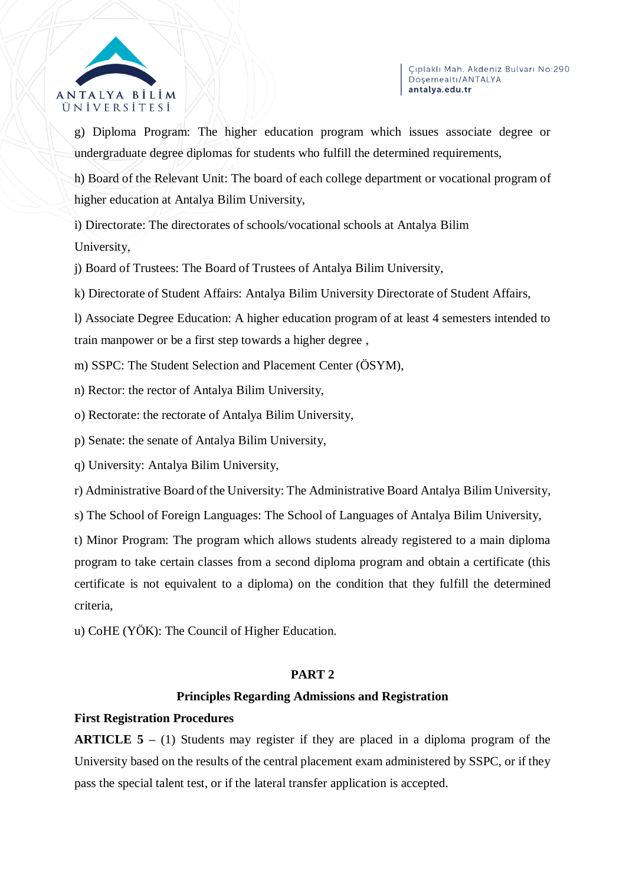g) Diploma Program: The higher education program which issues associate degree or undergraduate degree diplomas for students who fulfill the determined requirements,

h) Board of the Relevant Unit: The board of each college department or vocational program of higher education at Antalya Bilim University,

i) Directorate: The directorates of schools/vocational schools at Antalya Bilim University,

j) Board of Trustees: The Board of Trustees of Antalya Bilim University,

k) Directorate of Student Affairs: Antalya Bilim University Directorate of Student Affairs,

l) Associate Degree Education: A higher education program of at least 4 semesters intended to train manpower or be a first step towards a higher degree ,

m) SSPC: The Student Selection and Placement Center (ÖSYM),

n) Rector: the rector of Antalya Bilim University,

o) Rectorate: the rectorate of Antalya Bilim University,

p) Senate: the senate of Antalya Bilim University,

q) University: Antalya Bilim University,

r) Administrative Board of the University: The Administrative Board Antalya Bilim University,

s) The School of Foreign Languages: The School of Languages of Antalya Bilim University,

t) Minor Program: The program which allows students already registered to a main diploma program to take certain classes from a second diploma program and obtain a certificate (this certificate is not equivalent to a diploma) on the condition that they fulfill the determined criteria,

u) CoHE (YÖK): The Council of Higher Education.

## PART 2

## Principles Regarding Admissions and Registration

**First Registration Procedures**

**ARTICLE 5** – (1) Students may register if they are placed in a diploma program of the University based on the results of the central placement exam administered by SSPC, or if they pass the special talent test, or if the lateral transfer application is accepted.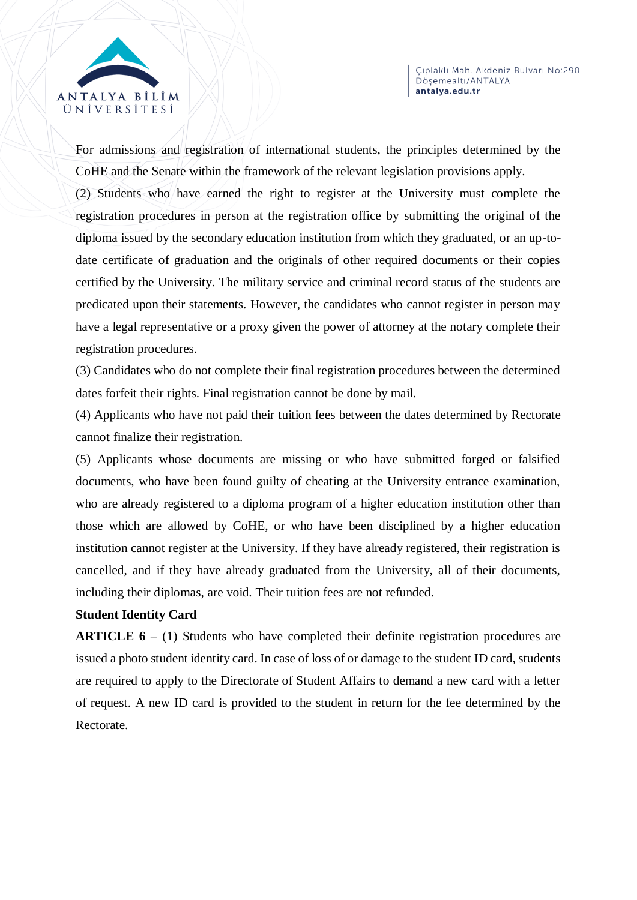For admissions and registration of international students, the principles determined by the CoHE and the Senate within the framework of the relevant legislation provisions apply.

(2) Students who have earned the right to register at the University must complete the registration procedures in person at the registration office by submitting the original of the diploma issued by the secondary education institution from which they graduated, or an up-to-date certificate of graduation and the originals of other required documents or their copies certified by the University. The military service and criminal record status of the students are predicated upon their statements. However, the candidates who cannot register in person may have a legal representative or a proxy given the power of attorney at the notary complete their registration procedures.

(3) Candidates who do not complete their final registration procedures between the determined dates forfeit their rights. Final registration cannot be done by mail.

(4) Applicants who have not paid their tuition fees between the dates determined by Rectorate cannot finalize their registration.

(5) Applicants whose documents are missing or who have submitted forged or falsified documents, who have been found guilty of cheating at the University entrance examination, who are already registered to a diploma program of a higher education institution other than those which are allowed by CoHE, or who have been disciplined by a higher education institution cannot register at the University. If they have already registered, their registration is cancelled, and if they have already graduated from the University, all of their documents, including their diplomas, are void. Their tuition fees are not refunded.

**Student Identity Card**

**ARTICLE 6** – (1) Students who have completed their definite registration procedures are issued a photo student identity card. In case of loss of or damage to the student ID card, students are required to apply to the Directorate of Student Affairs to demand a new card with a letter of request. A new ID card is provided to the student in return for the fee determined by the Rectorate.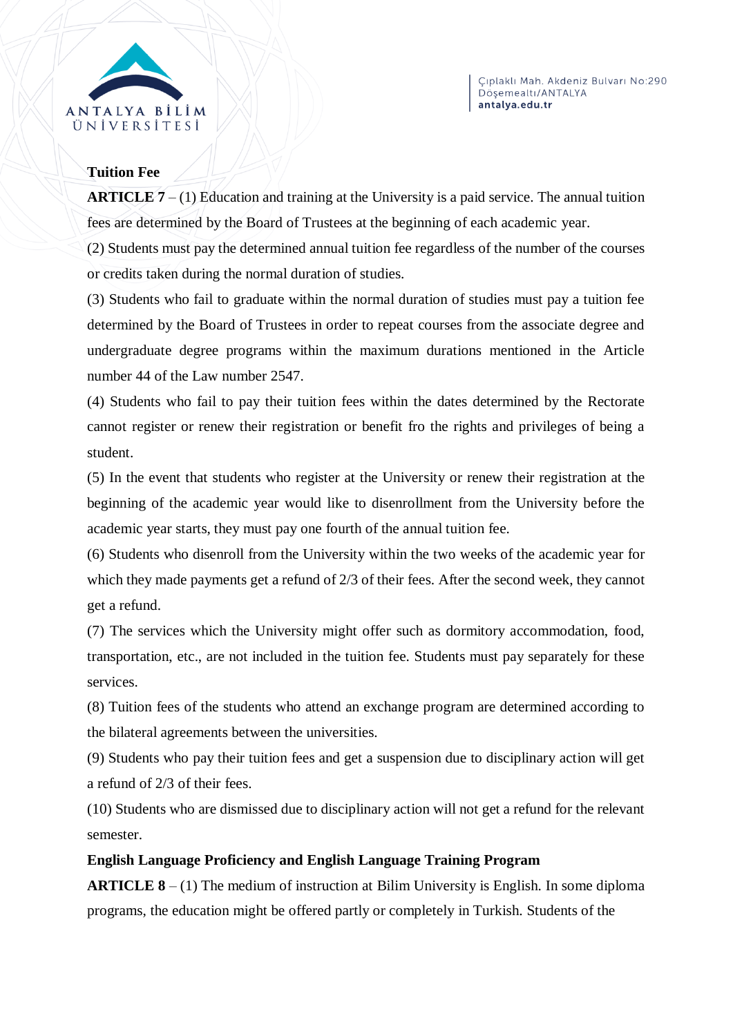**Tuition Fee**

**ARTICLE 7** – (1) Education and training at the University is a paid service. The annual tuition fees are determined by the Board of Trustees at the beginning of each academic year.

(2) Students must pay the determined annual tuition fee regardless of the number of the courses or credits taken during the normal duration of studies.

(3) Students who fail to graduate within the normal duration of studies must pay a tuition fee determined by the Board of Trustees in order to repeat courses from the associate degree and undergraduate degree programs within the maximum durations mentioned in the Article number 44 of the Law number 2547.

(4) Students who fail to pay their tuition fees within the dates determined by the Rectorate cannot register or renew their registration or benefit fro the rights and privileges of being a student.

(5) In the event that students who register at the University or renew their registration at the beginning of the academic year would like to disenrollment from the University before the academic year starts, they must pay one fourth of the annual tuition fee.

(6) Students who disenroll from the University within the two weeks of the academic year for which they made payments get a refund of 2/3 of their fees. After the second week, they cannot get a refund.

(7) The services which the University might offer such as dormitory accommodation, food, transportation, etc., are not included in the tuition fee. Students must pay separately for these services.

(8) Tuition fees of the students who attend an exchange program are determined according to the bilateral agreements between the universities.

(9) Students who pay their tuition fees and get a suspension due to disciplinary action will get a refund of 2/3 of their fees.

(10) Students who are dismissed due to disciplinary action will not get a refund for the relevant semester.

**English Language Proficiency and English Language Training Program**

**ARTICLE 8** – (1) The medium of instruction at Bilim University is English. In some diploma programs, the education might be offered partly or completely in Turkish. Students of the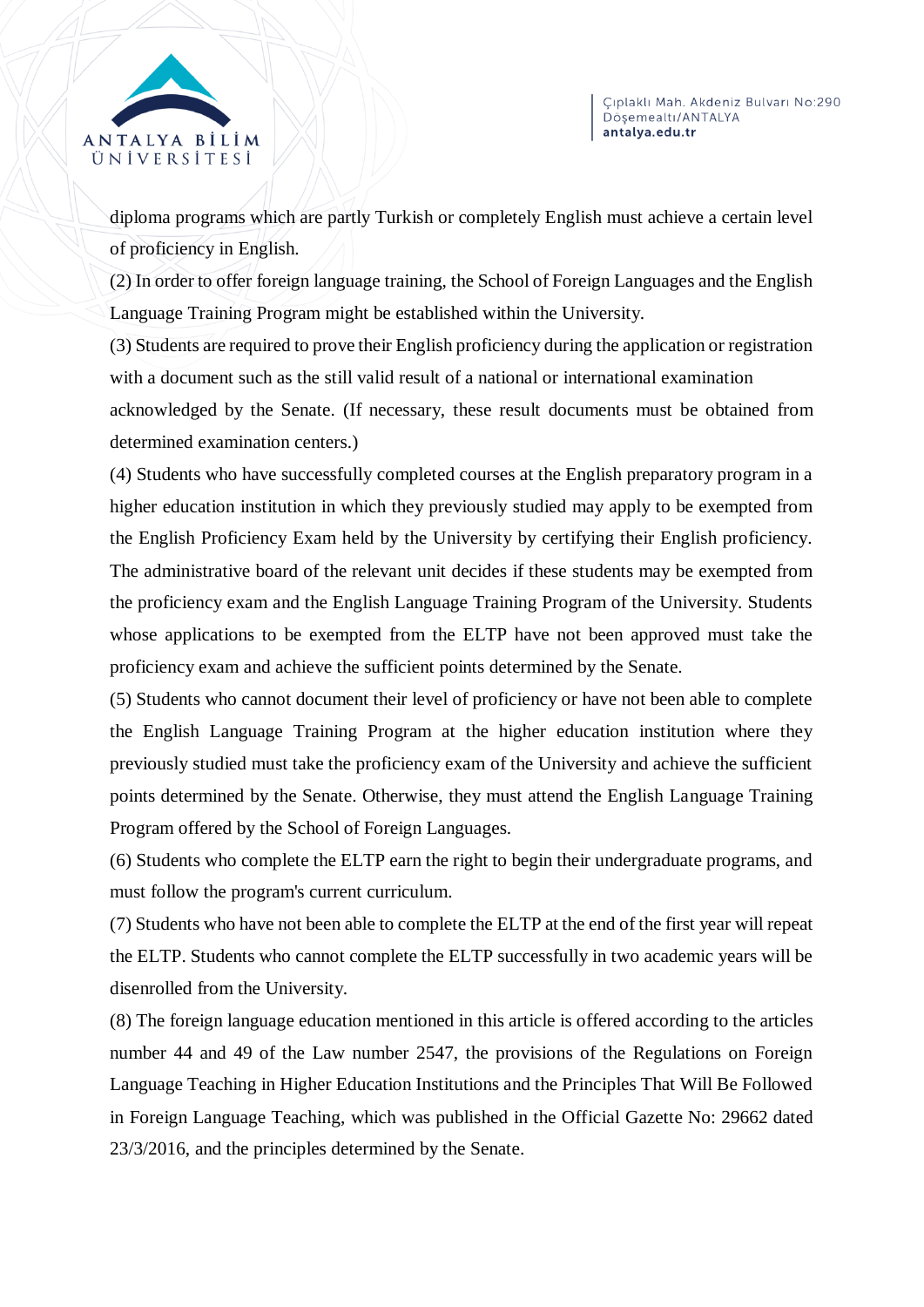diploma programs which are partly Turkish or completely English must achieve a certain level of proficiency in English.

(2) In order to offer foreign language training, the School of Foreign Languages and the English Language Training Program might be established within the University.

(3) Students are required to prove their English proficiency during the application or registration with a document such as the still valid result of a national or international examination acknowledged by the Senate. (If necessary, these result documents must be obtained from determined examination centers.)

(4) Students who have successfully completed courses at the English preparatory program in a higher education institution in which they previously studied may apply to be exempted from the English Proficiency Exam held by the University by certifying their English proficiency. The administrative board of the relevant unit decides if these students may be exempted from the proficiency exam and the English Language Training Program of the University. Students whose applications to be exempted from the ELTP have not been approved must take the proficiency exam and achieve the sufficient points determined by the Senate.

(5) Students who cannot document their level of proficiency or have not been able to complete the English Language Training Program at the higher education institution where they previously studied must take the proficiency exam of the University and achieve the sufficient points determined by the Senate. Otherwise, they must attend the English Language Training Program offered by the School of Foreign Languages.

(6) Students who complete the ELTP earn the right to begin their undergraduate programs, and must follow the program's current curriculum.

(7) Students who have not been able to complete the ELTP at the end of the first year will repeat the ELTP. Students who cannot complete the ELTP successfully in two academic years will be disenrolled from the University.

(8) The foreign language education mentioned in this article is offered according to the articles number 44 and 49 of the Law number 2547, the provisions of the Regulations on Foreign Language Teaching in Higher Education Institutions and the Principles That Will Be Followed in Foreign Language Teaching, which was published in the Official Gazette No: 29662 dated 23/3/2016, and the principles determined by the Senate.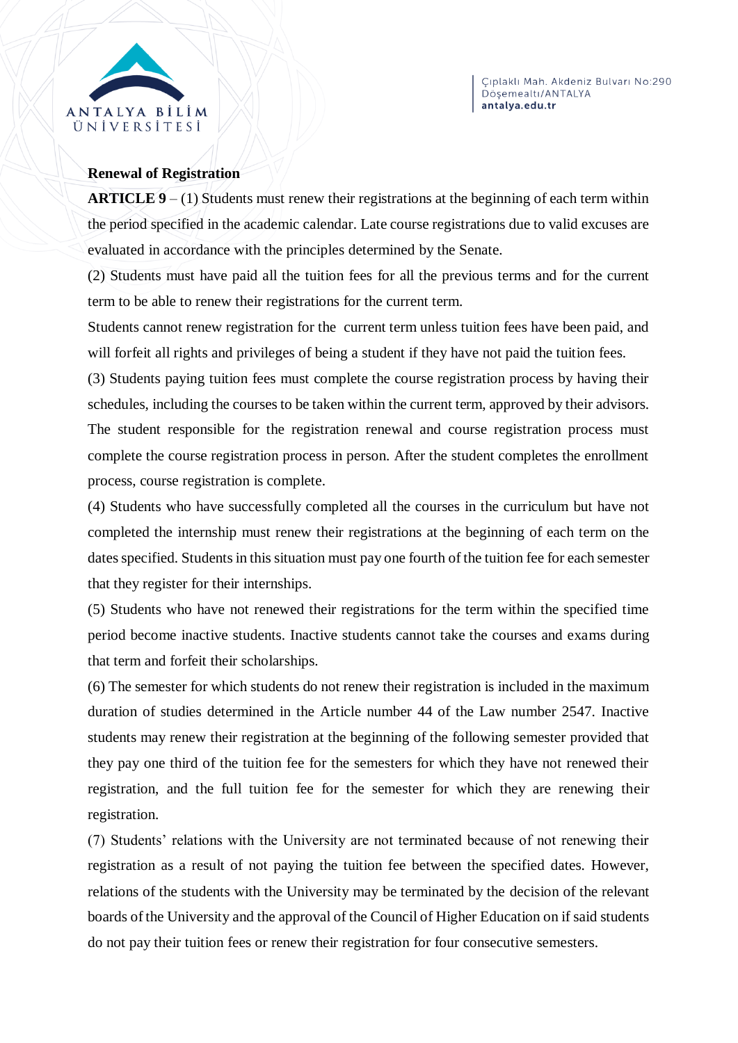**Renewal of Registration**

**ARTICLE 9** – (1) Students must renew their registrations at the beginning of each term within the period specified in the academic calendar. Late course registrations due to valid excuses are evaluated in accordance with the principles determined by the Senate.

(2) Students must have paid all the tuition fees for all the previous terms and for the current term to be able to renew their registrations for the current term.

Students cannot renew registration for the current term unless tuition fees have been paid, and will forfeit all rights and privileges of being a student if they have not paid the tuition fees.

(3) Students paying tuition fees must complete the course registration process by having their schedules, including the courses to be taken within the current term, approved by their advisors. The student responsible for the registration renewal and course registration process must complete the course registration process in person. After the student completes the enrollment process, course registration is complete.

(4) Students who have successfully completed all the courses in the curriculum but have not completed the internship must renew their registrations at the beginning of each term on the dates specified. Students in this situation must pay one fourth of the tuition fee for each semester that they register for their internships.

(5) Students who have not renewed their registrations for the term within the specified time period become inactive students. Inactive students cannot take the courses and exams during that term and forfeit their scholarships.

(6) The semester for which students do not renew their registration is included in the maximum duration of studies determined in the Article number 44 of the Law number 2547. Inactive students may renew their registration at the beginning of the following semester provided that they pay one third of the tuition fee for the semesters for which they have not renewed their registration, and the full tuition fee for the semester for which they are renewing their registration.

(7) Students' relations with the University are not terminated because of not renewing their registration as a result of not paying the tuition fee between the specified dates. However, relations of the students with the University may be terminated by the decision of the relevant boards of the University and the approval of the Council of Higher Education on if said students do not pay their tuition fees or renew their registration for four consecutive semesters.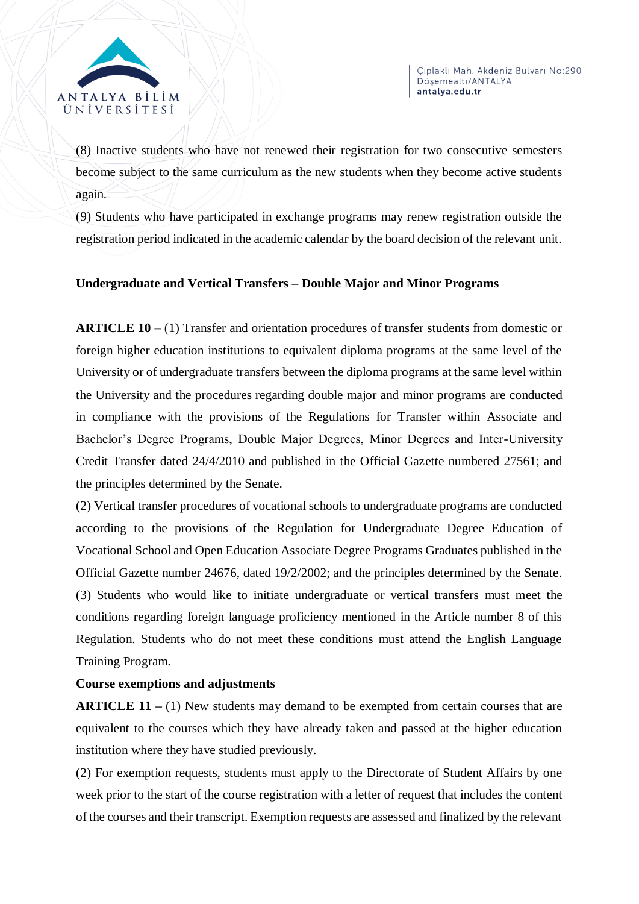(8) Inactive students who have not renewed their registration for two consecutive semesters become subject to the same curriculum as the new students when they become active students again.

(9) Students who have participated in exchange programs may renew registration outside the registration period indicated in the academic calendar by the board decision of the relevant unit.

**Undergraduate and Vertical Transfers – Double Major and Minor Programs**

**ARTICLE 10** – (1) Transfer and orientation procedures of transfer students from domestic or foreign higher education institutions to equivalent diploma programs at the same level of the University or of undergraduate transfers between the diploma programs at the same level within the University and the procedures regarding double major and minor programs are conducted in compliance with the provisions of the Regulations for Transfer within Associate and Bachelor's Degree Programs, Double Major Degrees, Minor Degrees and Inter-University Credit Transfer dated 24/4/2010 and published in the Official Gazette numbered 27561; and the principles determined by the Senate.

(2) Vertical transfer procedures of vocational schools to undergraduate programs are conducted according to the provisions of the Regulation for Undergraduate Degree Education of Vocational School and Open Education Associate Degree Programs Graduates published in the Official Gazette number 24676, dated 19/2/2002; and the principles determined by the Senate.

(3) Students who would like to initiate undergraduate or vertical transfers must meet the conditions regarding foreign language proficiency mentioned in the Article number 8 of this Regulation. Students who do not meet these conditions must attend the English Language Training Program.

**Course exemptions and adjustments**

**ARTICLE 11 –** (1) New students may demand to be exempted from certain courses that are equivalent to the courses which they have already taken and passed at the higher education institution where they have studied previously.

(2) For exemption requests, students must apply to the Directorate of Student Affairs by one week prior to the start of the course registration with a letter of request that includes the content of the courses and their transcript. Exemption requests are assessed and finalized by the relevant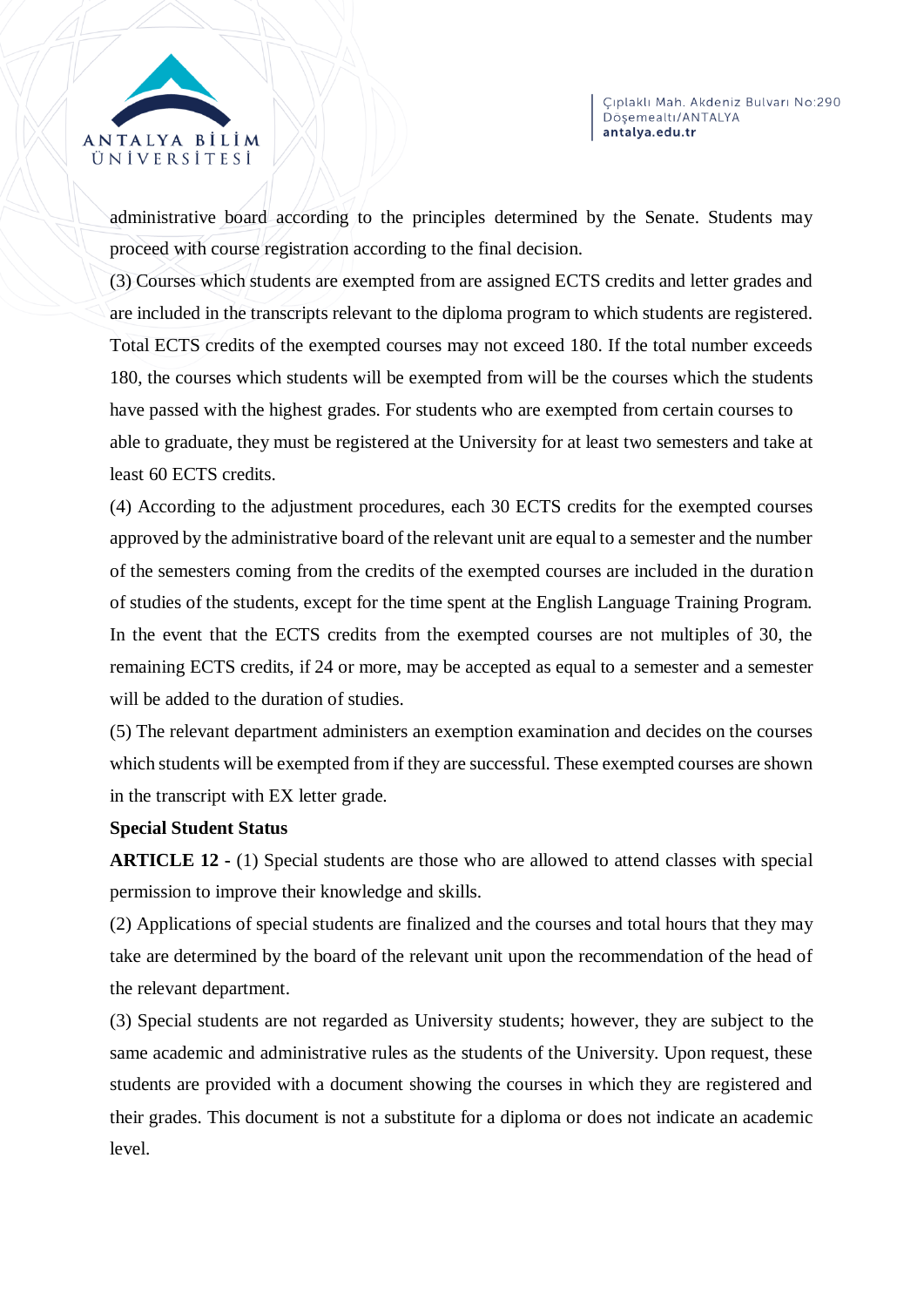administrative board according to the principles determined by the Senate. Students may proceed with course registration according to the final decision.

(3) Courses which students are exempted from are assigned ECTS credits and letter grades and are included in the transcripts relevant to the diploma program to which students are registered. Total ECTS credits of the exempted courses may not exceed 180. If the total number exceeds 180, the courses which students will be exempted from will be the courses which the students have passed with the highest grades. For students who are exempted from certain courses to able to graduate, they must be registered at the University for at least two semesters and take at least 60 ECTS credits.

(4) According to the adjustment procedures, each 30 ECTS credits for the exempted courses approved by the administrative board of the relevant unit are equal to a semester and the number of the semesters coming from the credits of the exempted courses are included in the duration of studies of the students, except for the time spent at the English Language Training Program. In the event that the ECTS credits from the exempted courses are not multiples of 30, the remaining ECTS credits, if 24 or more, may be accepted as equal to a semester and a semester will be added to the duration of studies.

(5) The relevant department administers an exemption examination and decides on the courses which students will be exempted from if they are successful. These exempted courses are shown in the transcript with EX letter grade.

**Special Student Status**

**ARTICLE 12 -** (1) Special students are those who are allowed to attend classes with special permission to improve their knowledge and skills.

(2) Applications of special students are finalized and the courses and total hours that they may take are determined by the board of the relevant unit upon the recommendation of the head of the relevant department.

(3) Special students are not regarded as University students; however, they are subject to the same academic and administrative rules as the students of the University. Upon request, these students are provided with a document showing the courses in which they are registered and their grades. This document is not a substitute for a diploma or does not indicate an academic level.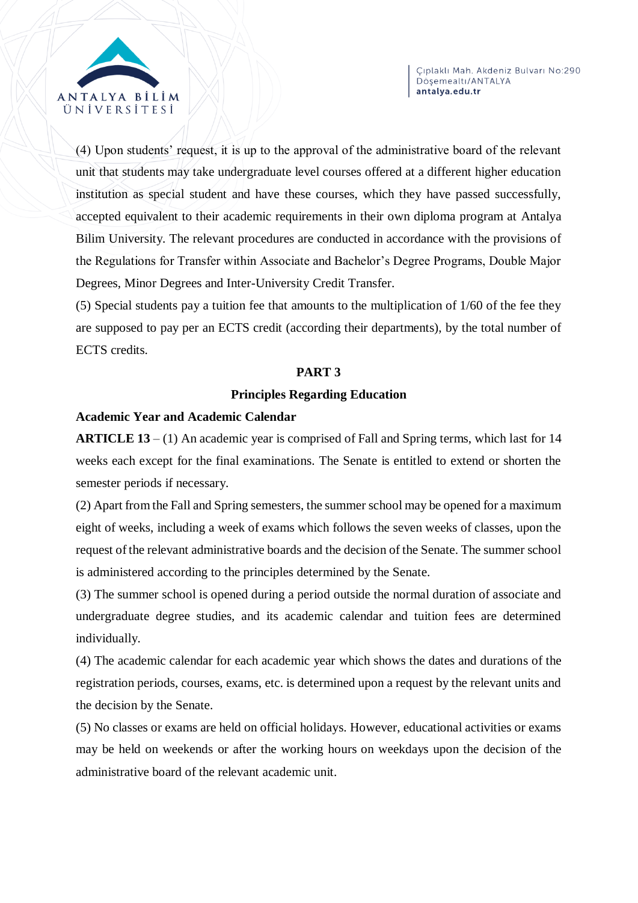(4) Upon students' request, it is up to the approval of the administrative board of the relevant unit that students may take undergraduate level courses offered at a different higher education institution as special student and have these courses, which they have passed successfully, accepted equivalent to their academic requirements in their own diploma program at Antalya Bilim University. The relevant procedures are conducted in accordance with the provisions of the Regulations for Transfer within Associate and Bachelor's Degree Programs, Double Major Degrees, Minor Degrees and Inter-University Credit Transfer.

(5) Special students pay a tuition fee that amounts to the multiplication of 1/60 of the fee they are supposed to pay per an ECTS credit (according their departments), by the total number of ECTS credits.

## PART 3

## Principles Regarding Education

### Academic Year and Academic Calendar

**ARTICLE 13** – (1) An academic year is comprised of Fall and Spring terms, which last for 14 weeks each except for the final examinations. The Senate is entitled to extend or shorten the semester periods if necessary.

(2) Apart from the Fall and Spring semesters, the summer school may be opened for a maximum eight of weeks, including a week of exams which follows the seven weeks of classes, upon the request of the relevant administrative boards and the decision of the Senate. The summer school is administered according to the principles determined by the Senate.

(3) The summer school is opened during a period outside the normal duration of associate and undergraduate degree studies, and its academic calendar and tuition fees are determined individually.

(4) The academic calendar for each academic year which shows the dates and durations of the registration periods, courses, exams, etc. is determined upon a request by the relevant units and the decision by the Senate.

(5) No classes or exams are held on official holidays. However, educational activities or exams may be held on weekends or after the working hours on weekdays upon the decision of the administrative board of the relevant academic unit.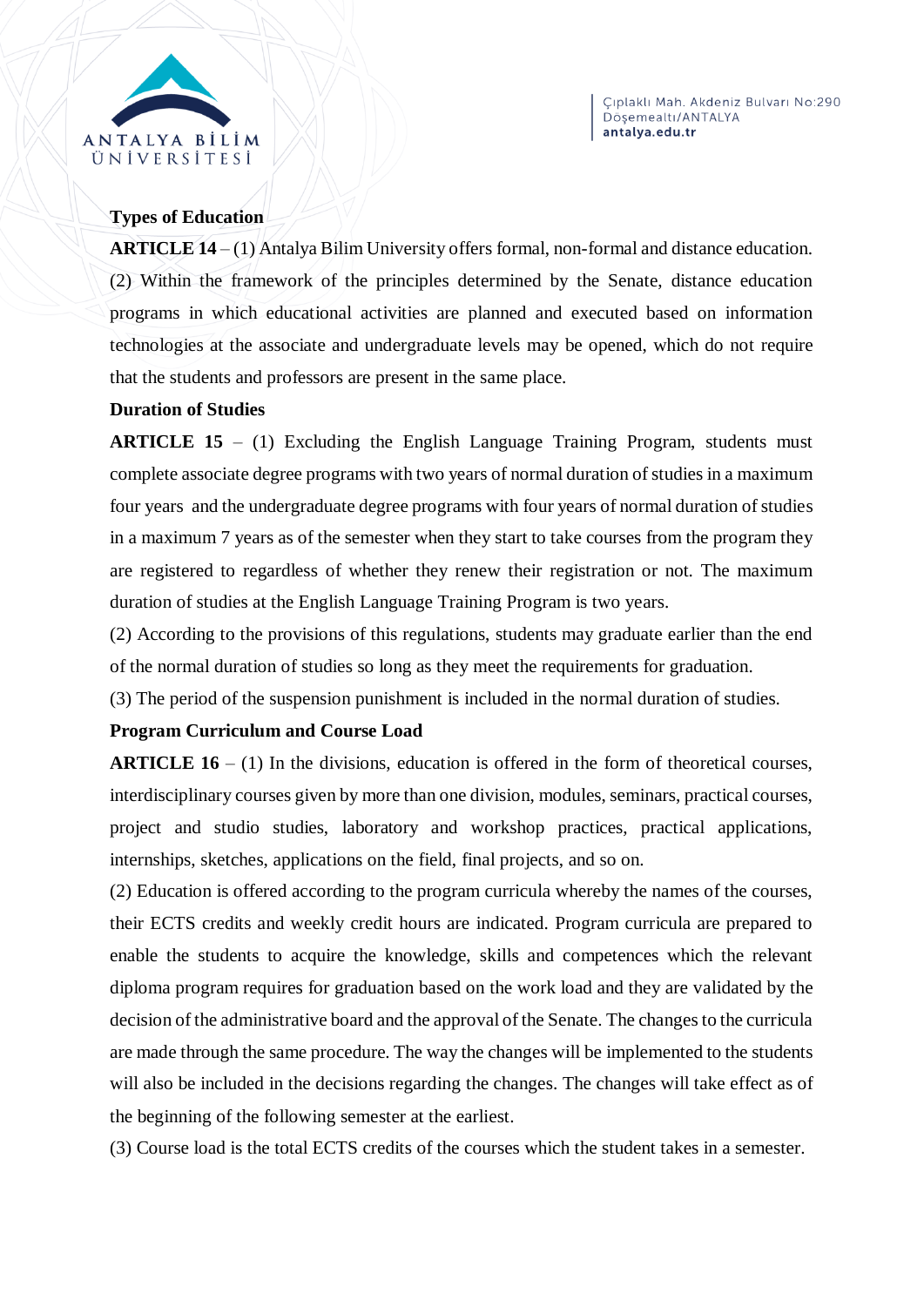**Types of Education**

**ARTICLE 14** – (1) Antalya Bilim University offers formal, non-formal and distance education.

(2) Within the framework of the principles determined by the Senate, distance education programs in which educational activities are planned and executed based on information technologies at the associate and undergraduate levels may be opened, which do not require that the students and professors are present in the same place.

**Duration of Studies**

**ARTICLE 15** – (1) Excluding the English Language Training Program, students must complete associate degree programs with two years of normal duration of studies in a maximum four years and the undergraduate degree programs with four years of normal duration of studies in a maximum 7 years as of the semester when they start to take courses from the program they are registered to regardless of whether they renew their registration or not. The maximum duration of studies at the English Language Training Program is two years.

(2) According to the provisions of this regulations, students may graduate earlier than the end of the normal duration of studies so long as they meet the requirements for graduation.

(3) The period of the suspension punishment is included in the normal duration of studies.

**Program Curriculum and Course Load**

**ARTICLE 16** – (1) In the divisions, education is offered in the form of theoretical courses, interdisciplinary courses given by more than one division, modules, seminars, practical courses, project and studio studies, laboratory and workshop practices, practical applications, internships, sketches, applications on the field, final projects, and so on.

(2) Education is offered according to the program curricula whereby the names of the courses, their ECTS credits and weekly credit hours are indicated. Program curricula are prepared to enable the students to acquire the knowledge, skills and competences which the relevant diploma program requires for graduation based on the work load and they are validated by the decision of the administrative board and the approval of the Senate. The changes to the curricula are made through the same procedure. The way the changes will be implemented to the students will also be included in the decisions regarding the changes. The changes will take effect as of the beginning of the following semester at the earliest.

(3) Course load is the total ECTS credits of the courses which the student takes in a semester.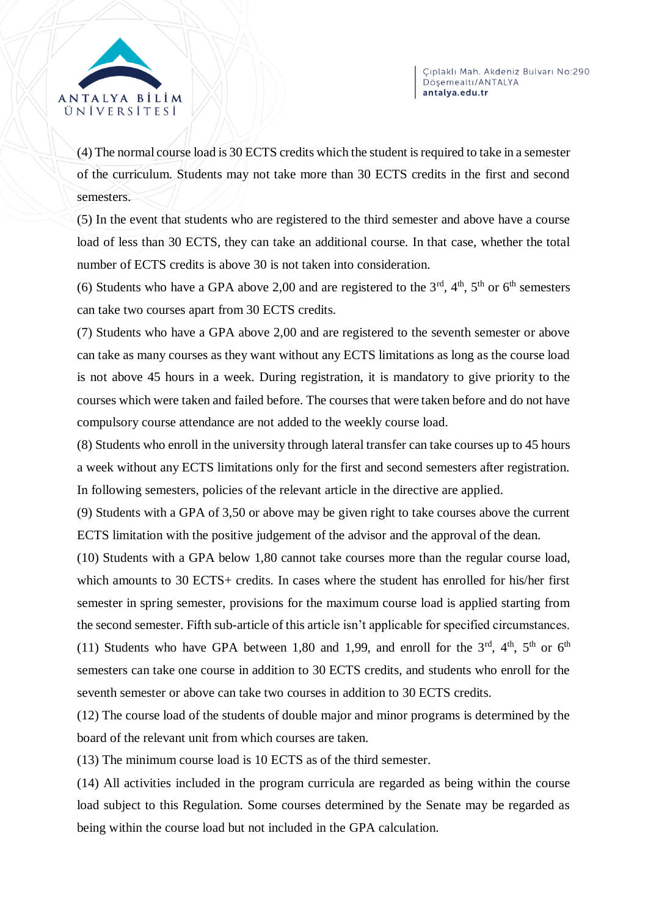(4) The normal course load is 30 ECTS credits which the student is required to take in a semester of the curriculum. Students may not take more than 30 ECTS credits in the first and second semesters.

(5) In the event that students who are registered to the third semester and above have a course load of less than 30 ECTS, they can take an additional course. In that case, whether the total number of ECTS credits is above 30 is not taken into consideration.

(6) Students who have a GPA above 2,00 and are registered to the 3rd, 4th, 5th or 6th semesters can take two courses apart from 30 ECTS credits.

(7) Students who have a GPA above 2,00 and are registered to the seventh semester or above can take as many courses as they want without any ECTS limitations as long as the course load is not above 45 hours in a week. During registration, it is mandatory to give priority to the courses which were taken and failed before. The courses that were taken before and do not have compulsory course attendance are not added to the weekly course load.

(8) Students who enroll in the university through lateral transfer can take courses up to 45 hours a week without any ECTS limitations only for the first and second semesters after registration. In following semesters, policies of the relevant article in the directive are applied.

(9) Students with a GPA of 3,50 or above may be given right to take courses above the current ECTS limitation with the positive judgement of the advisor and the approval of the dean.

(10) Students with a GPA below 1,80 cannot take courses more than the regular course load, which amounts to 30 ECTS+ credits. In cases where the student has enrolled for his/her first semester in spring semester, provisions for the maximum course load is applied starting from the second semester. Fifth sub-article of this article isn't applicable for specified circumstances.

(11) Students who have GPA between 1,80 and 1,99, and enroll for the 3rd, 4th, 5th or 6th semesters can take one course in addition to 30 ECTS credits, and students who enroll for the seventh semester or above can take two courses in addition to 30 ECTS credits.

(12) The course load of the students of double major and minor programs is determined by the board of the relevant unit from which courses are taken.

(13) The minimum course load is 10 ECTS as of the third semester.

(14) All activities included in the program curricula are regarded as being within the course load subject to this Regulation. Some courses determined by the Senate may be regarded as being within the course load but not included in the GPA calculation.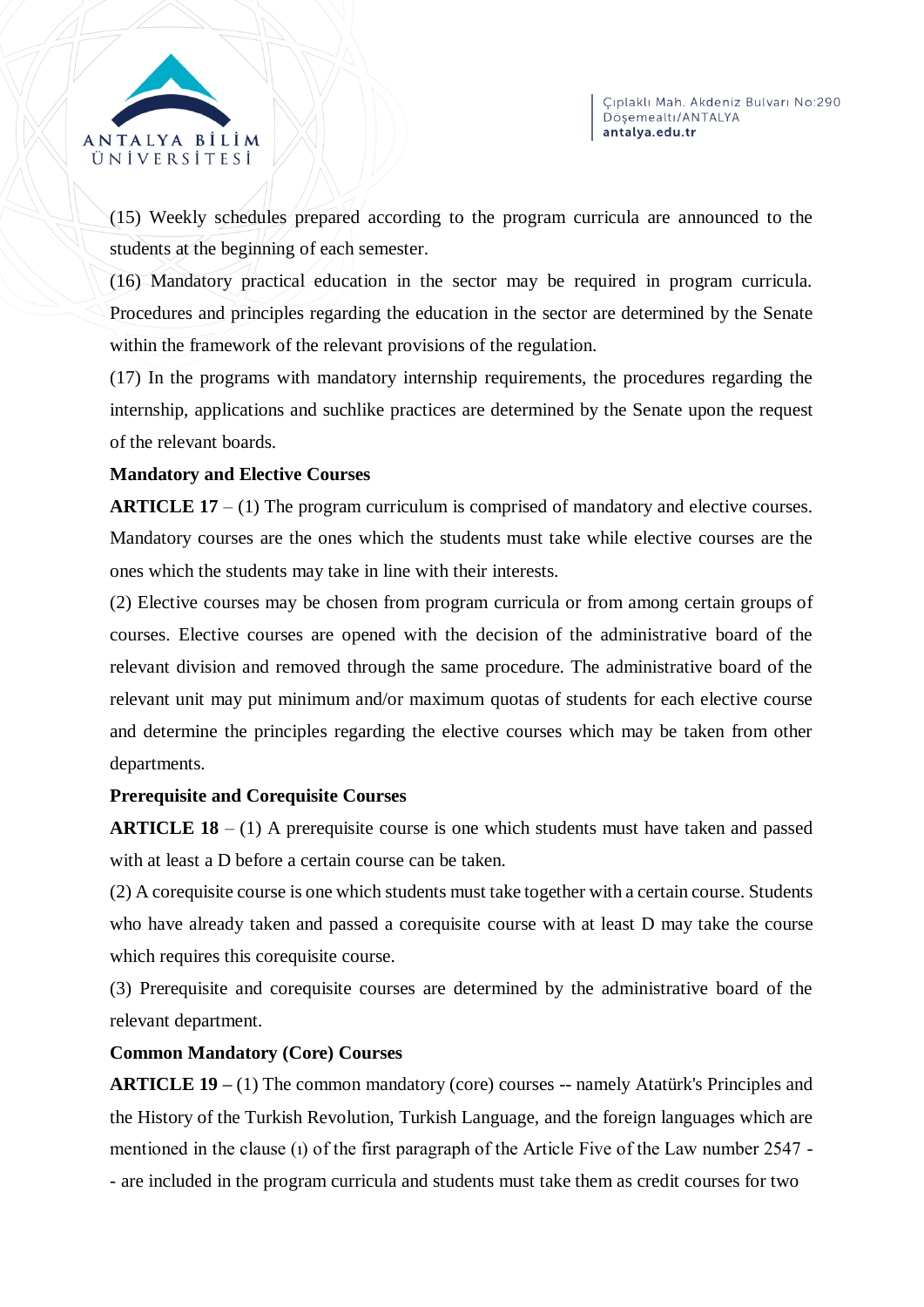(15) Weekly schedules prepared according to the program curricula are announced to the students at the beginning of each semester.

(16) Mandatory practical education in the sector may be required in program curricula. Procedures and principles regarding the education in the sector are determined by the Senate within the framework of the relevant provisions of the regulation.

(17) In the programs with mandatory internship requirements, the procedures regarding the internship, applications and suchlike practices are determined by the Senate upon the request of the relevant boards.

**Mandatory and Elective Courses**

**ARTICLE 17** – (1) The program curriculum is comprised of mandatory and elective courses. Mandatory courses are the ones which the students must take while elective courses are the ones which the students may take in line with their interests.

(2) Elective courses may be chosen from program curricula or from among certain groups of courses. Elective courses are opened with the decision of the administrative board of the relevant division and removed through the same procedure. The administrative board of the relevant unit may put minimum and/or maximum quotas of students for each elective course and determine the principles regarding the elective courses which may be taken from other departments.

**Prerequisite and Corequisite Courses**

**ARTICLE 18** – (1) A prerequisite course is one which students must have taken and passed with at least a D before a certain course can be taken.

(2) A corequisite course is one which students must take together with a certain course. Students who have already taken and passed a corequisite course with at least D may take the course which requires this corequisite course.

(3) Prerequisite and corequisite courses are determined by the administrative board of the relevant department.

**Common Mandatory (Core) Courses**

**ARTICLE 19 –** (1) The common mandatory (core) courses -- namely Atatürk's Principles and the History of the Turkish Revolution, Turkish Language, and the foreign languages which are mentioned in the clause (ı) of the first paragraph of the Article Five of the Law number 2547 -- are included in the program curricula and students must take them as credit courses for two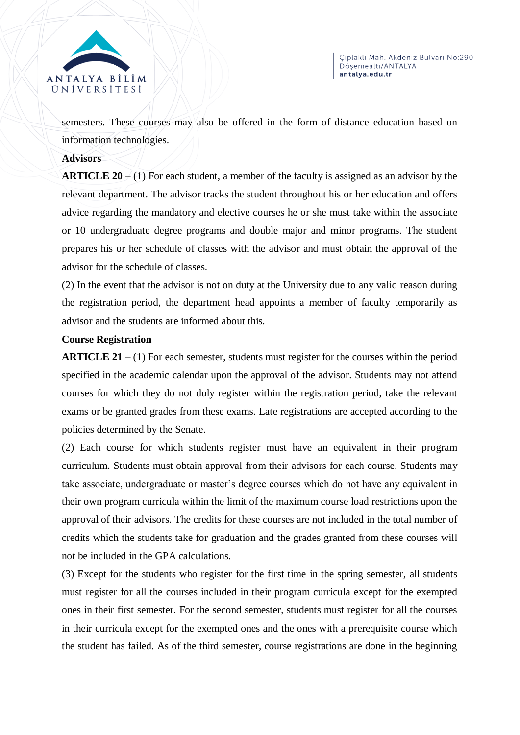semesters. These courses may also be offered in the form of distance education based on information technologies.

**Advisors**

**ARTICLE 20** – (1) For each student, a member of the faculty is assigned as an advisor by the relevant department. The advisor tracks the student throughout his or her education and offers advice regarding the mandatory and elective courses he or she must take within the associate or 10 undergraduate degree programs and double major and minor programs. The student prepares his or her schedule of classes with the advisor and must obtain the approval of the advisor for the schedule of classes.

(2) In the event that the advisor is not on duty at the University due to any valid reason during the registration period, the department head appoints a member of faculty temporarily as advisor and the students are informed about this.

**Course Registration**

**ARTICLE 21** – (1) For each semester, students must register for the courses within the period specified in the academic calendar upon the approval of the advisor. Students may not attend courses for which they do not duly register within the registration period, take the relevant exams or be granted grades from these exams. Late registrations are accepted according to the policies determined by the Senate.

(2) Each course for which students register must have an equivalent in their program curriculum. Students must obtain approval from their advisors for each course. Students may take associate, undergraduate or master's degree courses which do not have any equivalent in their own program curricula within the limit of the maximum course load restrictions upon the approval of their advisors. The credits for these courses are not included in the total number of credits which the students take for graduation and the grades granted from these courses will not be included in the GPA calculations.

(3) Except for the students who register for the first time in the spring semester, all students must register for all the courses included in their program curricula except for the exempted ones in their first semester. For the second semester, students must register for all the courses in their curricula except for the exempted ones and the ones with a prerequisite course which the student has failed. As of the third semester, course registrations are done in the beginning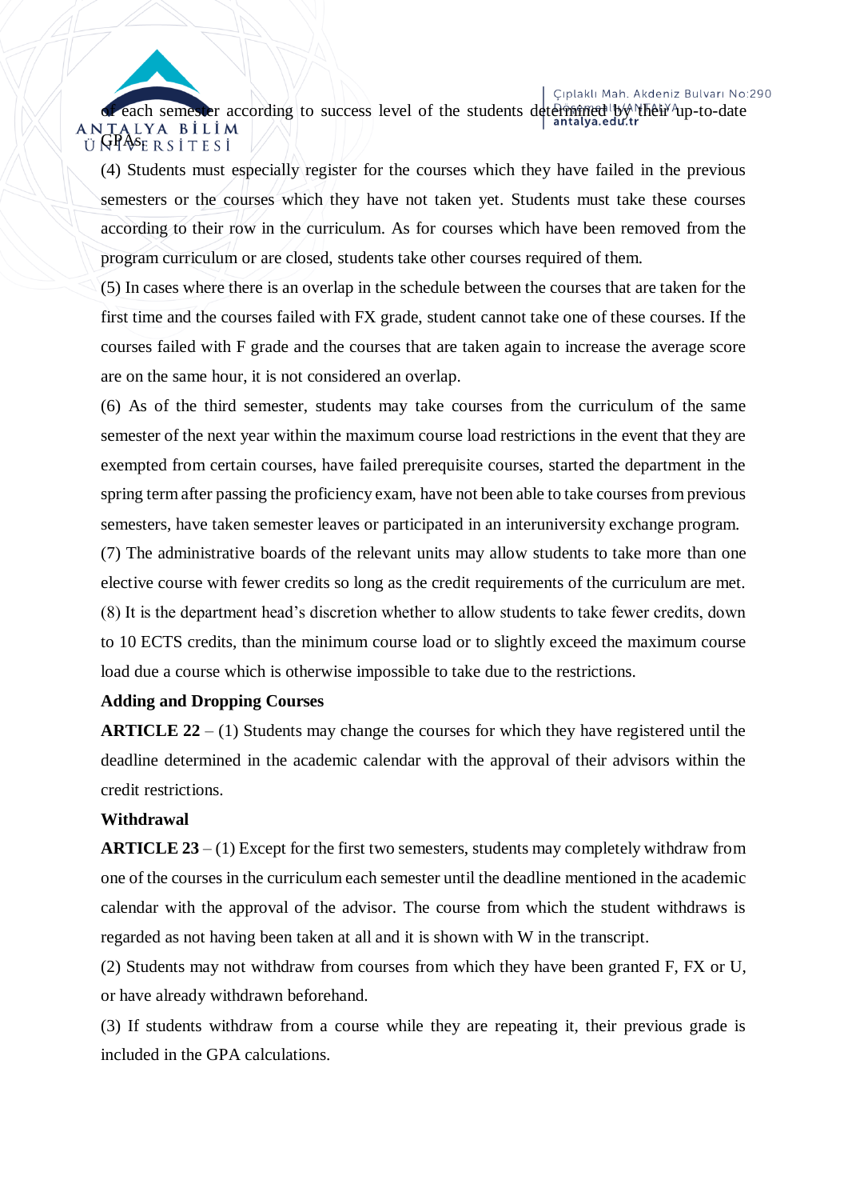of each semester according to success level of the students determined by their up-to-date GPAs.

(4) Students must especially register for the courses which they have failed in the previous semesters or the courses which they have not taken yet. Students must take these courses according to their row in the curriculum. As for courses which have been removed from the program curriculum or are closed, students take other courses required of them.

(5) In cases where there is an overlap in the schedule between the courses that are taken for the first time and the courses failed with FX grade, student cannot take one of these courses. If the courses failed with F grade and the courses that are taken again to increase the average score are on the same hour, it is not considered an overlap.

(6) As of the third semester, students may take courses from the curriculum of the same semester of the next year within the maximum course load restrictions in the event that they are exempted from certain courses, have failed prerequisite courses, started the department in the spring term after passing the proficiency exam, have not been able to take courses from previous semesters, have taken semester leaves or participated in an interuniversity exchange program.

(7) The administrative boards of the relevant units may allow students to take more than one elective course with fewer credits so long as the credit requirements of the curriculum are met.

(8) It is the department head's discretion whether to allow students to take fewer credits, down to 10 ECTS credits, than the minimum course load or to slightly exceed the maximum course load due a course which is otherwise impossible to take due to the restrictions.

**Adding and Dropping Courses**

**ARTICLE 22** – (1) Students may change the courses for which they have registered until the deadline determined in the academic calendar with the approval of their advisors within the credit restrictions.

**Withdrawal**

**ARTICLE 23** – (1) Except for the first two semesters, students may completely withdraw from one of the courses in the curriculum each semester until the deadline mentioned in the academic calendar with the approval of the advisor. The course from which the student withdraws is regarded as not having been taken at all and it is shown with W in the transcript.

(2) Students may not withdraw from courses from which they have been granted F, FX or U, or have already withdrawn beforehand.

(3) If students withdraw from a course while they are repeating it, their previous grade is included in the GPA calculations.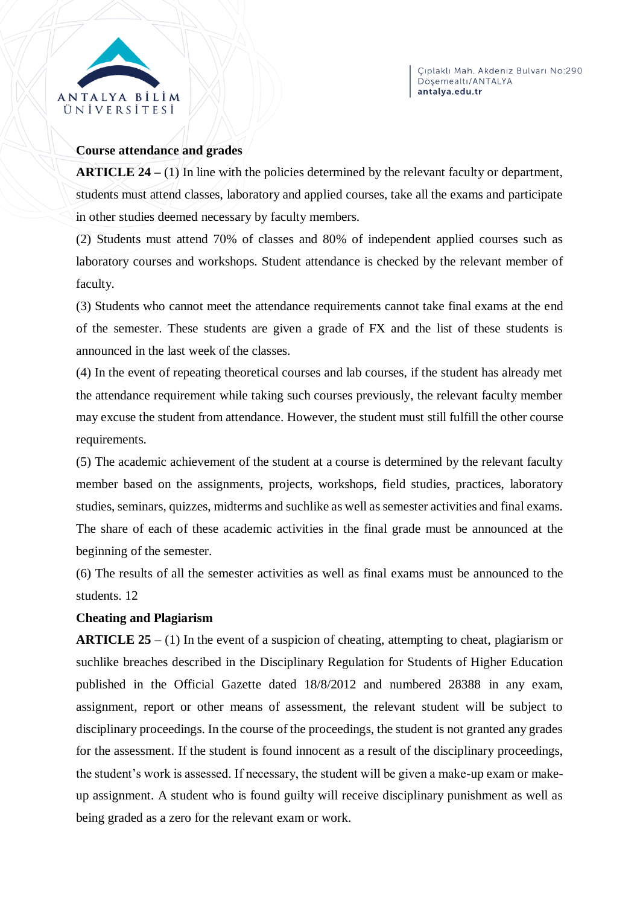**Course attendance and grades**

**ARTICLE 24 –** (1) In line with the policies determined by the relevant faculty or department, students must attend classes, laboratory and applied courses, take all the exams and participate in other studies deemed necessary by faculty members.

(2) Students must attend 70% of classes and 80% of independent applied courses such as laboratory courses and workshops. Student attendance is checked by the relevant member of faculty.

(3) Students who cannot meet the attendance requirements cannot take final exams at the end of the semester. These students are given a grade of FX and the list of these students is announced in the last week of the classes.

(4) In the event of repeating theoretical courses and lab courses, if the student has already met the attendance requirement while taking such courses previously, the relevant faculty member may excuse the student from attendance. However, the student must still fulfill the other course requirements.

(5) The academic achievement of the student at a course is determined by the relevant faculty member based on the assignments, projects, workshops, field studies, practices, laboratory studies, seminars, quizzes, midterms and suchlike as well as semester activities and final exams. The share of each of these academic activities in the final grade must be announced at the beginning of the semester.

(6) The results of all the semester activities as well as final exams must be announced to the students. 12

**Cheating and Plagiarism**

**ARTICLE 25** – (1) In the event of a suspicion of cheating, attempting to cheat, plagiarism or suchlike breaches described in the Disciplinary Regulation for Students of Higher Education published in the Official Gazette dated 18/8/2012 and numbered 28388 in any exam, assignment, report or other means of assessment, the relevant student will be subject to disciplinary proceedings. In the course of the proceedings, the student is not granted any grades for the assessment. If the student is found innocent as a result of the disciplinary proceedings, the student's work is assessed. If necessary, the student will be given a make-up exam or make-up assignment. A student who is found guilty will receive disciplinary punishment as well as being graded as a zero for the relevant exam or work.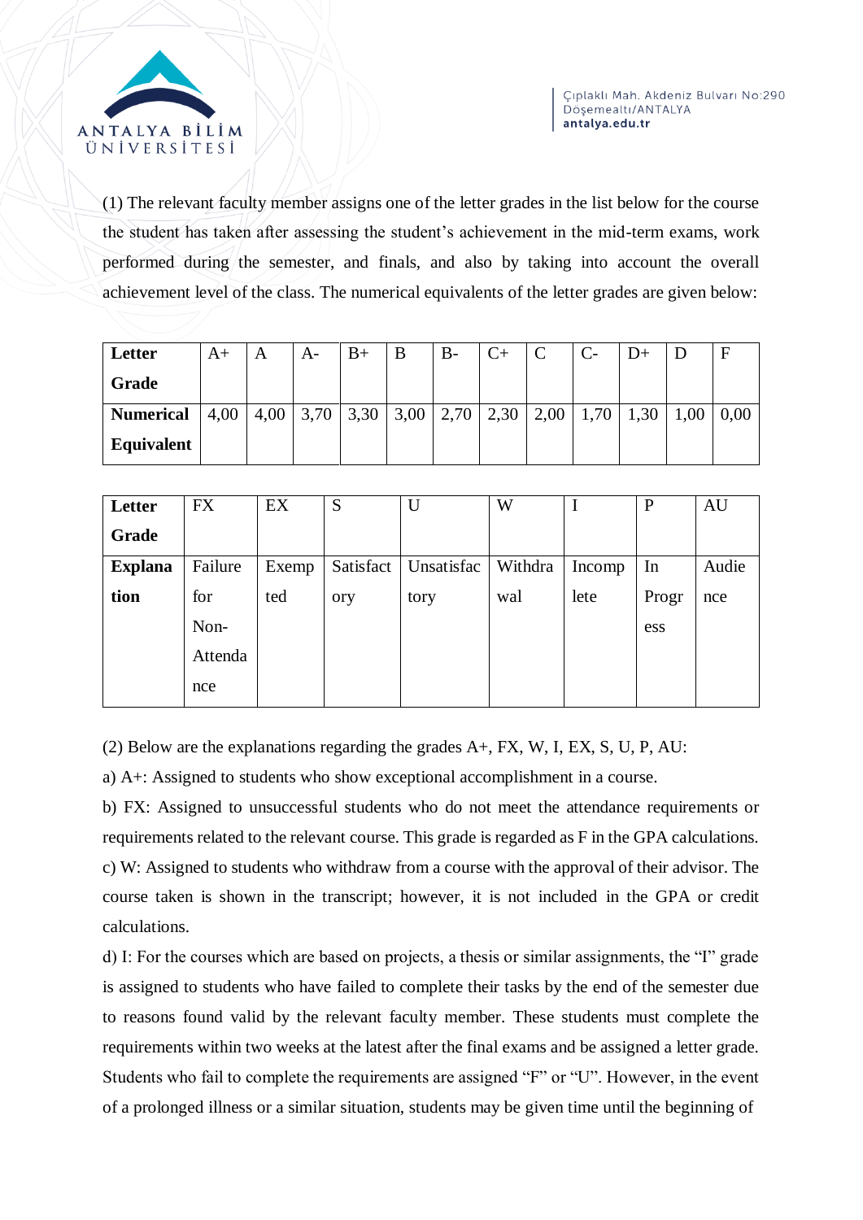(1) The relevant faculty member assigns one of the letter grades in the list below for the course the student has taken after assessing the student's achievement in the mid-term exams, work performed during the semester, and finals, and also by taking into account the overall achievement level of the class. The numerical equivalents of the letter grades are given below:

| Letter Grade | A+ | A | A- | B+ | B | B- | C+ | C | C- | D+ | D | F |
|---|---|---|---|---|---|---|---|---|---|---|---|---|
| Numerical Equivalent | 4,00 | 4,00 | 3,70 | 3,30 | 3,00 | 2,70 | 2,30 | 2,00 | 1,70 | 1,30 | 1,00 | 0,00 |

| Letter Grade | FX | EX | S | U | W | I | P | AU |
|---|---|---|---|---|---|---|---|---|
| Explanation | Failure for Non-Attendance | Exempted | Satisfactory | Unsatisfactory | Withdrawal | Incomplete | In Progress | Audience |

(2) Below are the explanations regarding the grades A+, FX, W, I, EX, S, U, P, AU:

a) A+: Assigned to students who show exceptional accomplishment in a course.

b) FX: Assigned to unsuccessful students who do not meet the attendance requirements or requirements related to the relevant course. This grade is regarded as F in the GPA calculations.

c) W: Assigned to students who withdraw from a course with the approval of their advisor. The course taken is shown in the transcript; however, it is not included in the GPA or credit calculations.

d) I: For the courses which are based on projects, a thesis or similar assignments, the "I" grade is assigned to students who have failed to complete their tasks by the end of the semester due to reasons found valid by the relevant faculty member. These students must complete the requirements within two weeks at the latest after the final exams and be assigned a letter grade. Students who fail to complete the requirements are assigned "F" or "U". However, in the event of a prolonged illness or a similar situation, students may be given time until the beginning of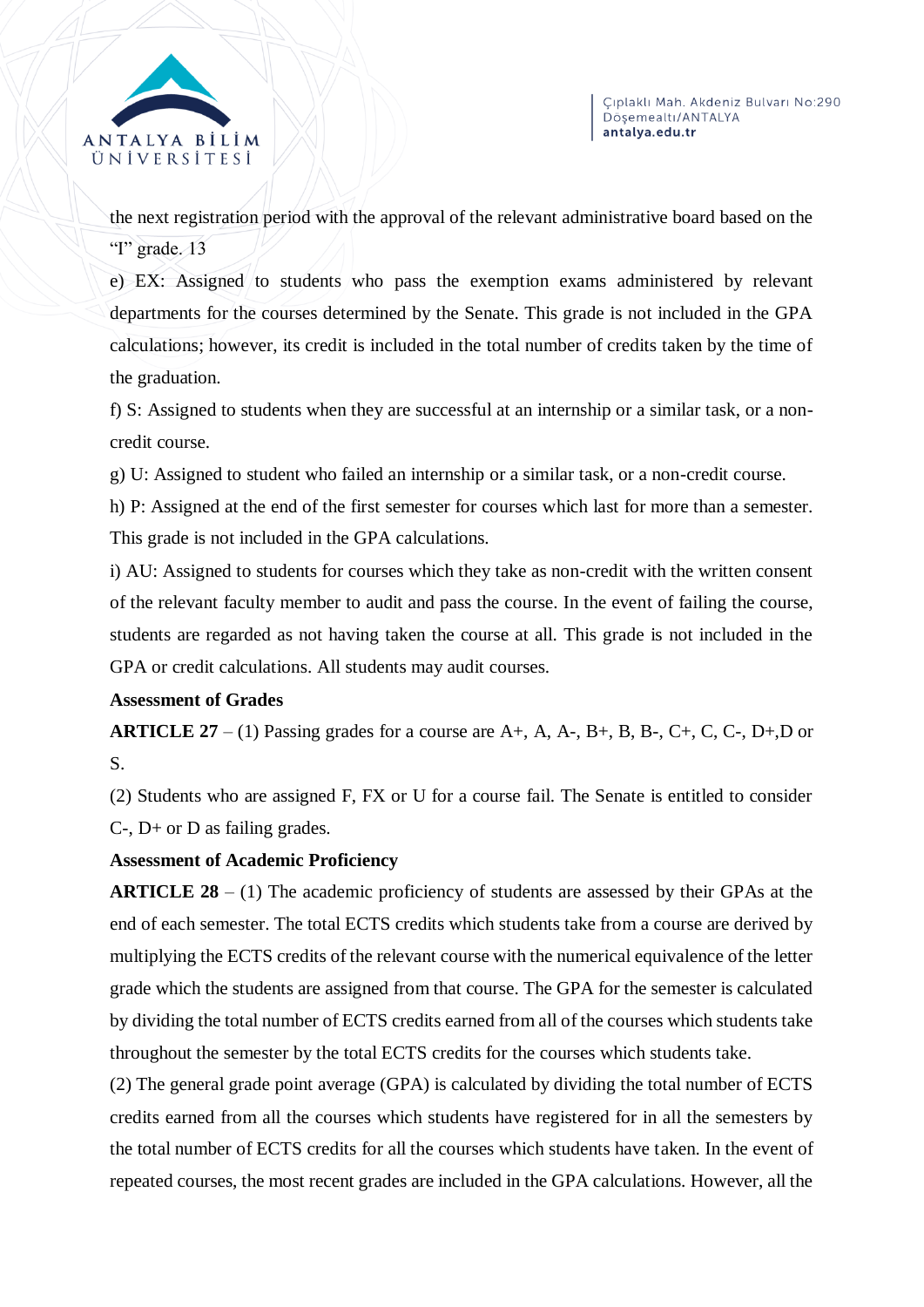the next registration period with the approval of the relevant administrative board based on the "I" grade. 13

e) EX: Assigned to students who pass the exemption exams administered by relevant departments for the courses determined by the Senate. This grade is not included in the GPA calculations; however, its credit is included in the total number of credits taken by the time of the graduation.

f) S: Assigned to students when they are successful at an internship or a similar task, or a non-credit course.

g) U: Assigned to student who failed an internship or a similar task, or a non-credit course.

h) P: Assigned at the end of the first semester for courses which last for more than a semester. This grade is not included in the GPA calculations.

i) AU: Assigned to students for courses which they take as non-credit with the written consent of the relevant faculty member to audit and pass the course. In the event of failing the course, students are regarded as not having taken the course at all. This grade is not included in the GPA or credit calculations. All students may audit courses.

**Assessment of Grades**

**ARTICLE 27** – (1) Passing grades for a course are A+, A, A-, B+, B, B-, C+, C, C-, D+,D or S.

(2) Students who are assigned F, FX or U for a course fail. The Senate is entitled to consider C-, D+ or D as failing grades.

**Assessment of Academic Proficiency**

**ARTICLE 28** – (1) The academic proficiency of students are assessed by their GPAs at the end of each semester. The total ECTS credits which students take from a course are derived by multiplying the ECTS credits of the relevant course with the numerical equivalence of the letter grade which the students are assigned from that course. The GPA for the semester is calculated by dividing the total number of ECTS credits earned from all of the courses which students take throughout the semester by the total ECTS credits for the courses which students take.

(2) The general grade point average (GPA) is calculated by dividing the total number of ECTS credits earned from all the courses which students have registered for in all the semesters by the total number of ECTS credits for all the courses which students have taken. In the event of repeated courses, the most recent grades are included in the GPA calculations. However, all the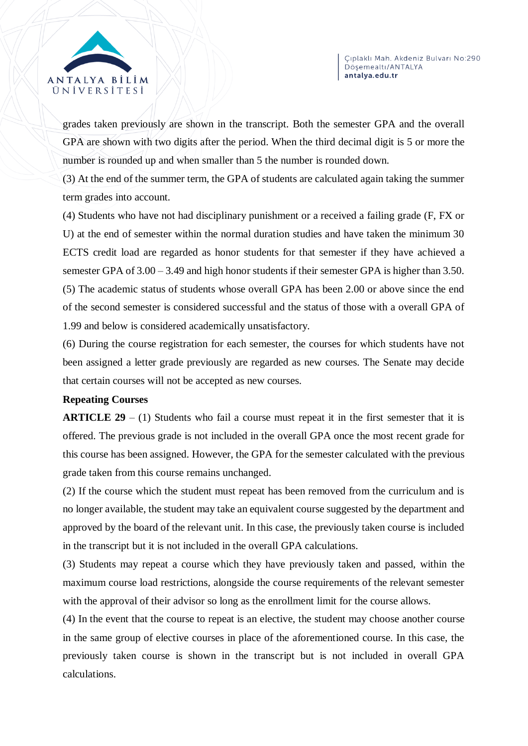grades taken previously are shown in the transcript. Both the semester GPA and the overall GPA are shown with two digits after the period. When the third decimal digit is 5 or more the number is rounded up and when smaller than 5 the number is rounded down.

(3) At the end of the summer term, the GPA of students are calculated again taking the summer term grades into account.

(4) Students who have not had disciplinary punishment or a received a failing grade (F, FX or U) at the end of semester within the normal duration studies and have taken the minimum 30 ECTS credit load are regarded as honor students for that semester if they have achieved a semester GPA of 3.00 – 3.49 and high honor students if their semester GPA is higher than 3.50.

(5) The academic status of students whose overall GPA has been 2.00 or above since the end of the second semester is considered successful and the status of those with a overall GPA of 1.99 and below is considered academically unsatisfactory.

(6) During the course registration for each semester, the courses for which students have not been assigned a letter grade previously are regarded as new courses. The Senate may decide that certain courses will not be accepted as new courses.

**Repeating Courses**

**ARTICLE 29** – (1) Students who fail a course must repeat it in the first semester that it is offered. The previous grade is not included in the overall GPA once the most recent grade for this course has been assigned. However, the GPA for the semester calculated with the previous grade taken from this course remains unchanged.

(2) If the course which the student must repeat has been removed from the curriculum and is no longer available, the student may take an equivalent course suggested by the department and approved by the board of the relevant unit. In this case, the previously taken course is included in the transcript but it is not included in the overall GPA calculations.

(3) Students may repeat a course which they have previously taken and passed, within the maximum course load restrictions, alongside the course requirements of the relevant semester with the approval of their advisor so long as the enrollment limit for the course allows.

(4) In the event that the course to repeat is an elective, the student may choose another course in the same group of elective courses in place of the aforementioned course. In this case, the previously taken course is shown in the transcript but is not included in overall GPA calculations.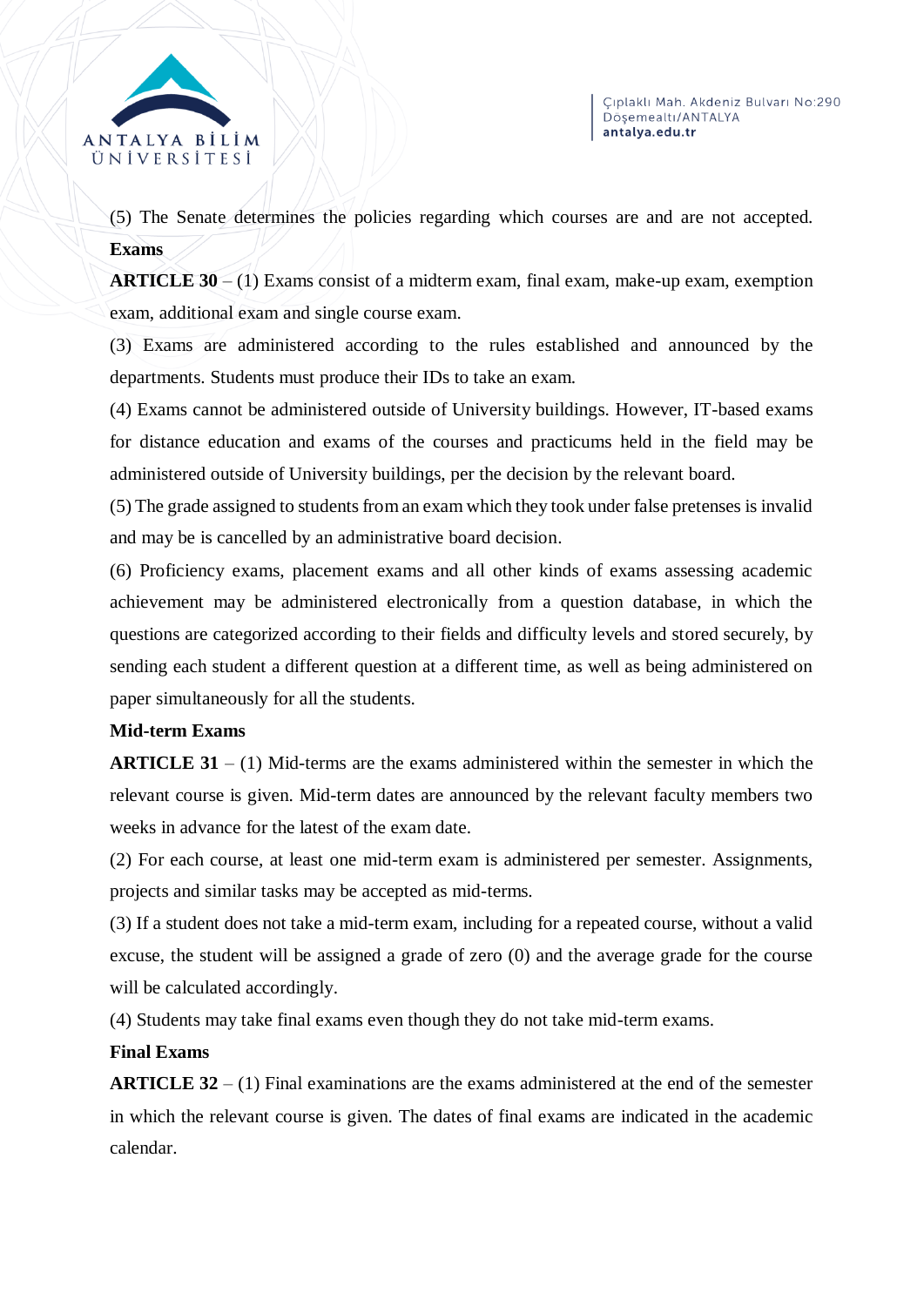(5) The Senate determines the policies regarding which courses are and are not accepted.

**Exams**

**ARTICLE 30** – (1) Exams consist of a midterm exam, final exam, make-up exam, exemption exam, additional exam and single course exam.

(3) Exams are administered according to the rules established and announced by the departments. Students must produce their IDs to take an exam.

(4) Exams cannot be administered outside of University buildings. However, IT-based exams for distance education and exams of the courses and practicums held in the field may be administered outside of University buildings, per the decision by the relevant board.

(5) The grade assigned to students from an exam which they took under false pretenses is invalid and may be is cancelled by an administrative board decision.

(6) Proficiency exams, placement exams and all other kinds of exams assessing academic achievement may be administered electronically from a question database, in which the questions are categorized according to their fields and difficulty levels and stored securely, by sending each student a different question at a different time, as well as being administered on paper simultaneously for all the students.

**Mid-term Exams**

**ARTICLE 31** – (1) Mid-terms are the exams administered within the semester in which the relevant course is given. Mid-term dates are announced by the relevant faculty members two weeks in advance for the latest of the exam date.

(2) For each course, at least one mid-term exam is administered per semester. Assignments, projects and similar tasks may be accepted as mid-terms.

(3) If a student does not take a mid-term exam, including for a repeated course, without a valid excuse, the student will be assigned a grade of zero (0) and the average grade for the course will be calculated accordingly.

(4) Students may take final exams even though they do not take mid-term exams.

**Final Exams**

**ARTICLE 32** – (1) Final examinations are the exams administered at the end of the semester in which the relevant course is given. The dates of final exams are indicated in the academic calendar.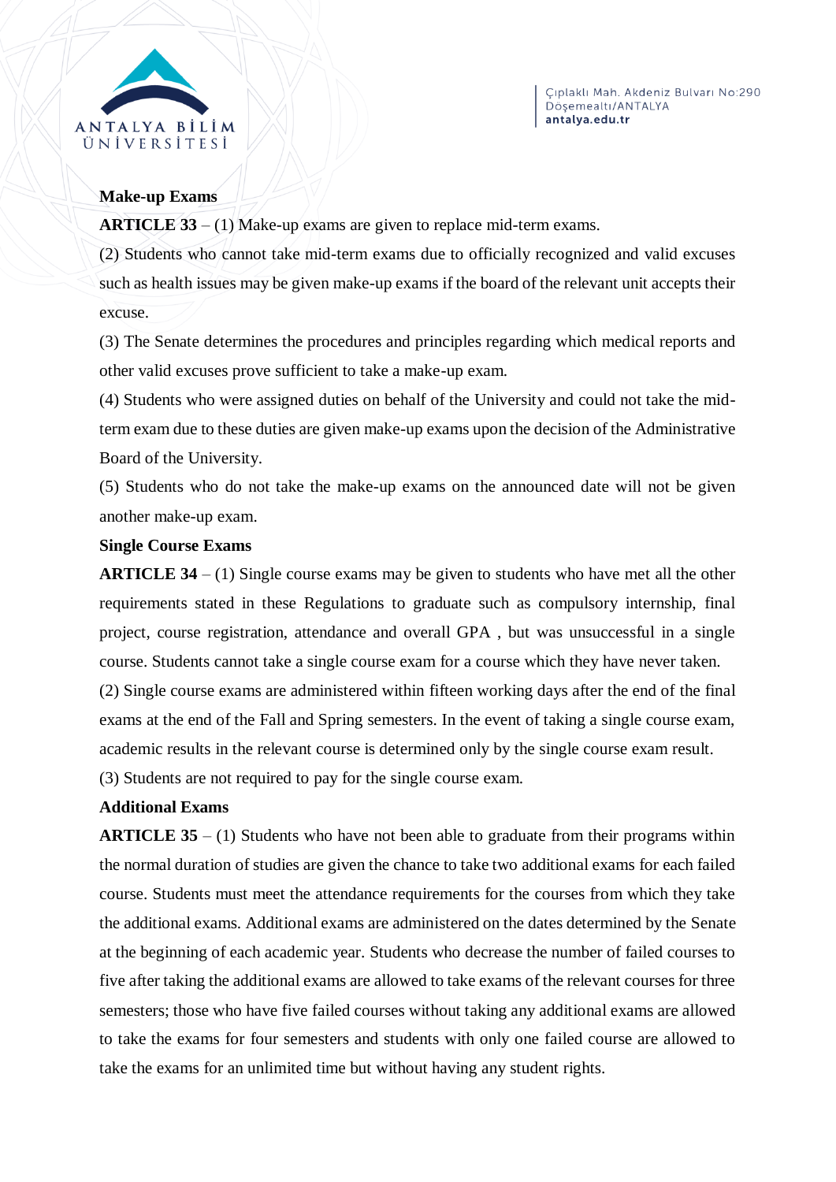**Make-up Exams**

**ARTICLE 33** – (1) Make-up exams are given to replace mid-term exams.

(2) Students who cannot take mid-term exams due to officially recognized and valid excuses such as health issues may be given make-up exams if the board of the relevant unit accepts their excuse.

(3) The Senate determines the procedures and principles regarding which medical reports and other valid excuses prove sufficient to take a make-up exam.

(4) Students who were assigned duties on behalf of the University and could not take the mid-term exam due to these duties are given make-up exams upon the decision of the Administrative Board of the University.

(5) Students who do not take the make-up exams on the announced date will not be given another make-up exam.

**Single Course Exams**

**ARTICLE 34** – (1) Single course exams may be given to students who have met all the other requirements stated in these Regulations to graduate such as compulsory internship, final project, course registration, attendance and overall GPA , but was unsuccessful in a single course. Students cannot take a single course exam for a course which they have never taken.

(2) Single course exams are administered within fifteen working days after the end of the final exams at the end of the Fall and Spring semesters. In the event of taking a single course exam, academic results in the relevant course is determined only by the single course exam result.

(3) Students are not required to pay for the single course exam.

**Additional Exams**

**ARTICLE 35** – (1) Students who have not been able to graduate from their programs within the normal duration of studies are given the chance to take two additional exams for each failed course. Students must meet the attendance requirements for the courses from which they take the additional exams. Additional exams are administered on the dates determined by the Senate at the beginning of each academic year. Students who decrease the number of failed courses to five after taking the additional exams are allowed to take exams of the relevant courses for three semesters; those who have five failed courses without taking any additional exams are allowed to take the exams for four semesters and students with only one failed course are allowed to take the exams for an unlimited time but without having any student rights.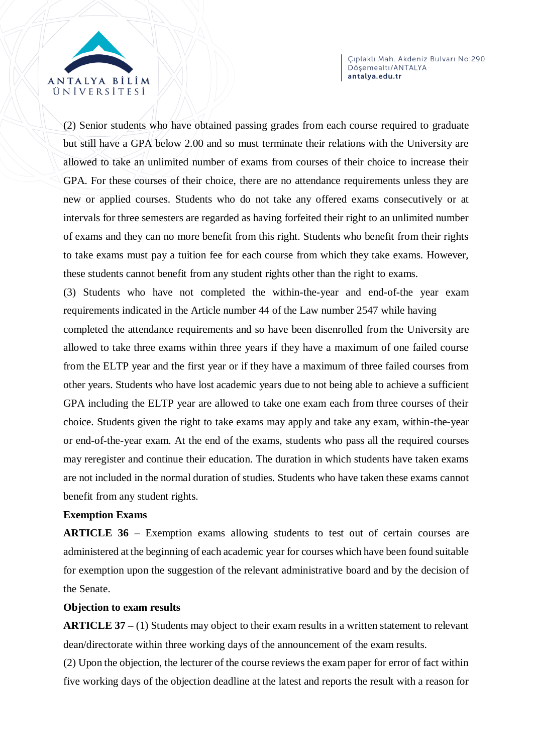(2) Senior students who have obtained passing grades from each course required to graduate but still have a GPA below 2.00 and so must terminate their relations with the University are allowed to take an unlimited number of exams from courses of their choice to increase their GPA. For these courses of their choice, there are no attendance requirements unless they are new or applied courses. Students who do not take any offered exams consecutively or at intervals for three semesters are regarded as having forfeited their right to an unlimited number of exams and they can no more benefit from this right. Students who benefit from their rights to take exams must pay a tuition fee for each course from which they take exams. However, these students cannot benefit from any student rights other than the right to exams.

(3) Students who have not completed the within-the-year and end-of-the year exam requirements indicated in the Article number 44 of the Law number 2547 while having completed the attendance requirements and so have been disenrolled from the University are allowed to take three exams within three years if they have a maximum of one failed course from the ELTP year and the first year or if they have a maximum of three failed courses from other years. Students who have lost academic years due to not being able to achieve a sufficient GPA including the ELTP year are allowed to take one exam each from three courses of their choice. Students given the right to take exams may apply and take any exam, within-the-year or end-of-the-year exam. At the end of the exams, students who pass all the required courses may reregister and continue their education. The duration in which students have taken exams are not included in the normal duration of studies. Students who have taken these exams cannot benefit from any student rights.

**Exemption Exams**

**ARTICLE 36** – Exemption exams allowing students to test out of certain courses are administered at the beginning of each academic year for courses which have been found suitable for exemption upon the suggestion of the relevant administrative board and by the decision of the Senate.

**Objection to exam results**

**ARTICLE 37 –** (1) Students may object to their exam results in a written statement to relevant dean/directorate within three working days of the announcement of the exam results.

(2) Upon the objection, the lecturer of the course reviews the exam paper for error of fact within five working days of the objection deadline at the latest and reports the result with a reason for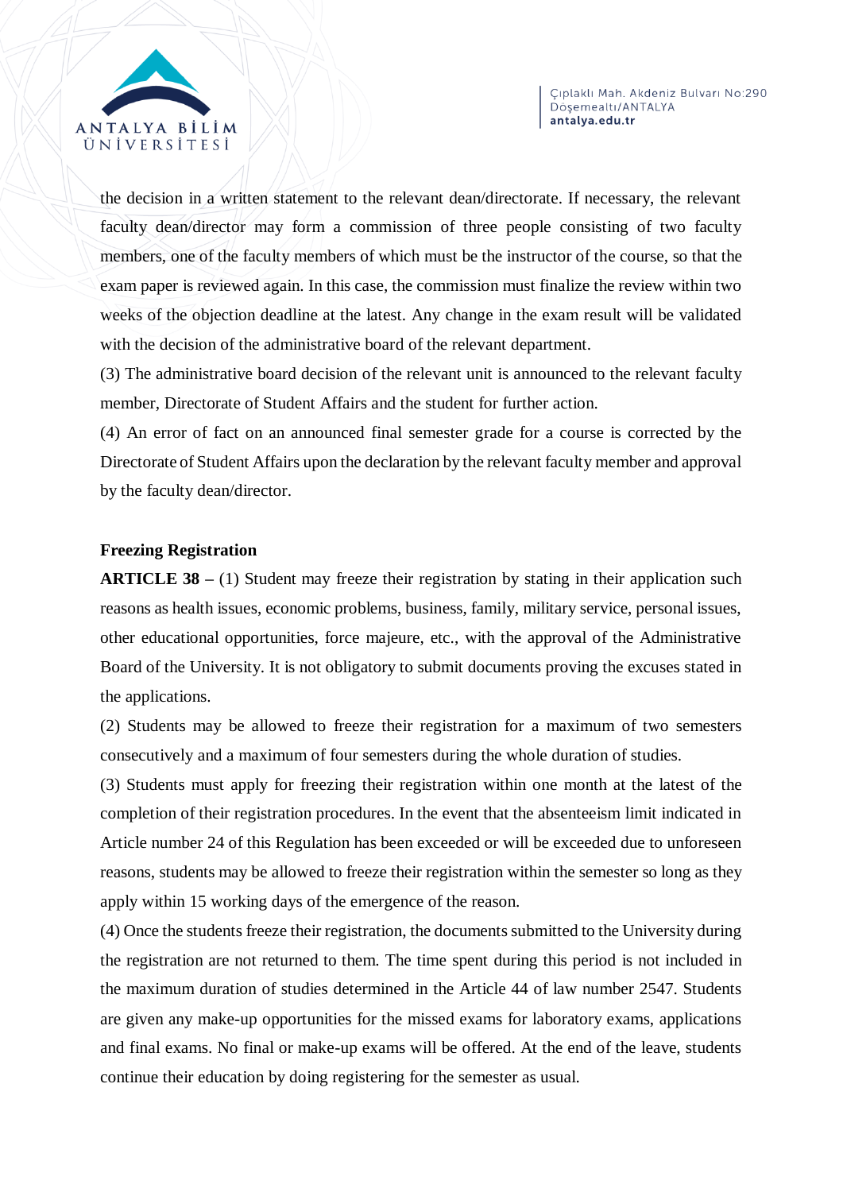the decision in a written statement to the relevant dean/directorate. If necessary, the relevant faculty dean/director may form a commission of three people consisting of two faculty members, one of the faculty members of which must be the instructor of the course, so that the exam paper is reviewed again. In this case, the commission must finalize the review within two weeks of the objection deadline at the latest. Any change in the exam result will be validated with the decision of the administrative board of the relevant department.

(3) The administrative board decision of the relevant unit is announced to the relevant faculty member, Directorate of Student Affairs and the student for further action.

(4) An error of fact on an announced final semester grade for a course is corrected by the Directorate of Student Affairs upon the declaration by the relevant faculty member and approval by the faculty dean/director.

**Freezing Registration**

**ARTICLE 38 –** (1) Student may freeze their registration by stating in their application such reasons as health issues, economic problems, business, family, military service, personal issues, other educational opportunities, force majeure, etc., with the approval of the Administrative Board of the University. It is not obligatory to submit documents proving the excuses stated in the applications.

(2) Students may be allowed to freeze their registration for a maximum of two semesters consecutively and a maximum of four semesters during the whole duration of studies.

(3) Students must apply for freezing their registration within one month at the latest of the completion of their registration procedures. In the event that the absenteeism limit indicated in Article number 24 of this Regulation has been exceeded or will be exceeded due to unforeseen reasons, students may be allowed to freeze their registration within the semester so long as they apply within 15 working days of the emergence of the reason.

(4) Once the students freeze their registration, the documents submitted to the University during the registration are not returned to them. The time spent during this period is not included in the maximum duration of studies determined in the Article 44 of law number 2547. Students are given any make-up opportunities for the missed exams for laboratory exams, applications and final exams. No final or make-up exams will be offered. At the end of the leave, students continue their education by doing registering for the semester as usual.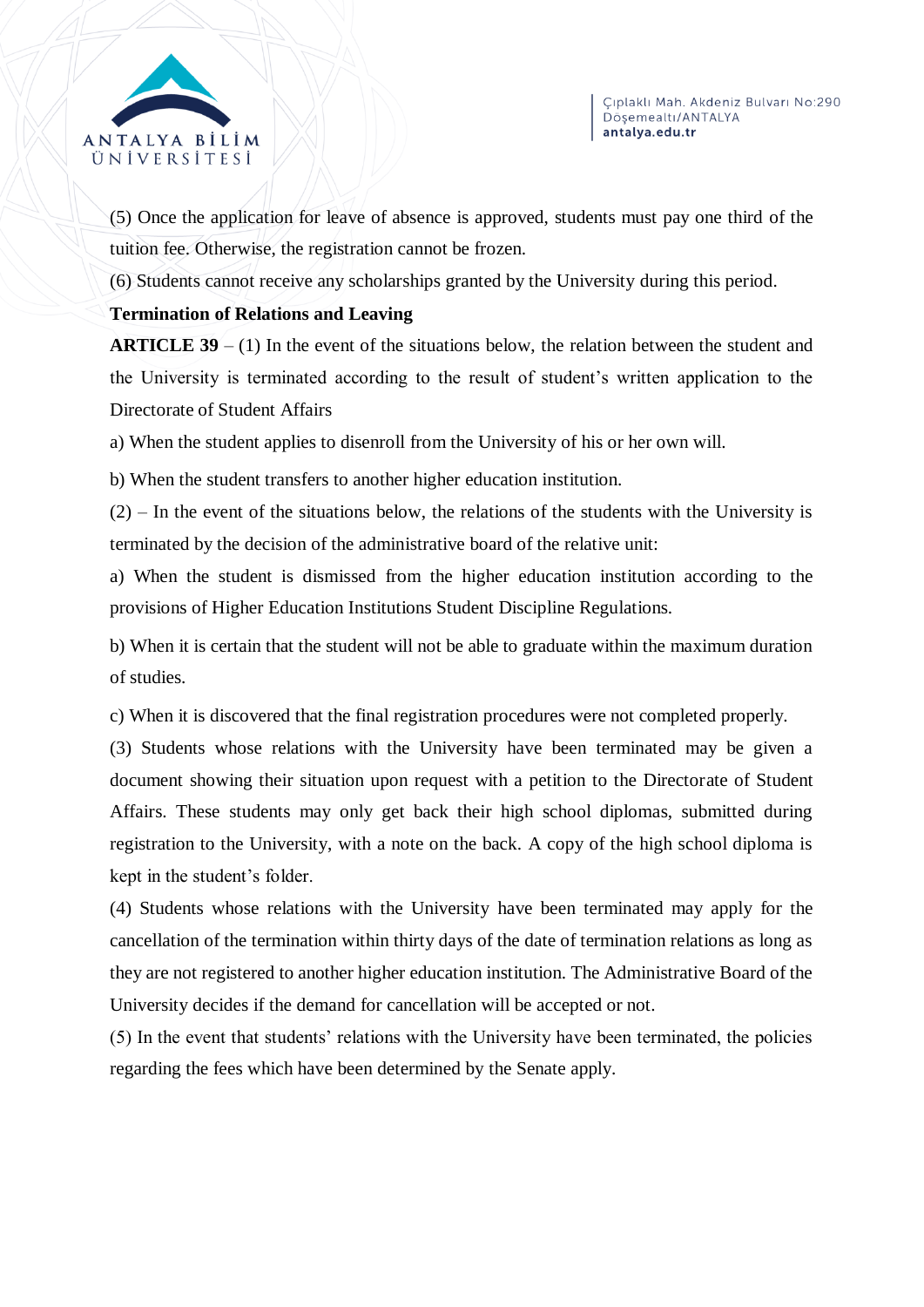(5) Once the application for leave of absence is approved, students must pay one third of the tuition fee. Otherwise, the registration cannot be frozen.

(6) Students cannot receive any scholarships granted by the University during this period.

**Termination of Relations and Leaving**

**ARTICLE 39** – (1) In the event of the situations below, the relation between the student and the University is terminated according to the result of student's written application to the Directorate of Student Affairs

a) When the student applies to disenroll from the University of his or her own will.

b) When the student transfers to another higher education institution.

(2) – In the event of the situations below, the relations of the students with the University is terminated by the decision of the administrative board of the relative unit:

a) When the student is dismissed from the higher education institution according to the provisions of Higher Education Institutions Student Discipline Regulations.

b) When it is certain that the student will not be able to graduate within the maximum duration of studies.

c) When it is discovered that the final registration procedures were not completed properly.

(3) Students whose relations with the University have been terminated may be given a document showing their situation upon request with a petition to the Directorate of Student Affairs. These students may only get back their high school diplomas, submitted during registration to the University, with a note on the back. A copy of the high school diploma is kept in the student's folder.

(4) Students whose relations with the University have been terminated may apply for the cancellation of the termination within thirty days of the date of termination relations as long as they are not registered to another higher education institution. The Administrative Board of the University decides if the demand for cancellation will be accepted or not.

(5) In the event that students' relations with the University have been terminated, the policies regarding the fees which have been determined by the Senate apply.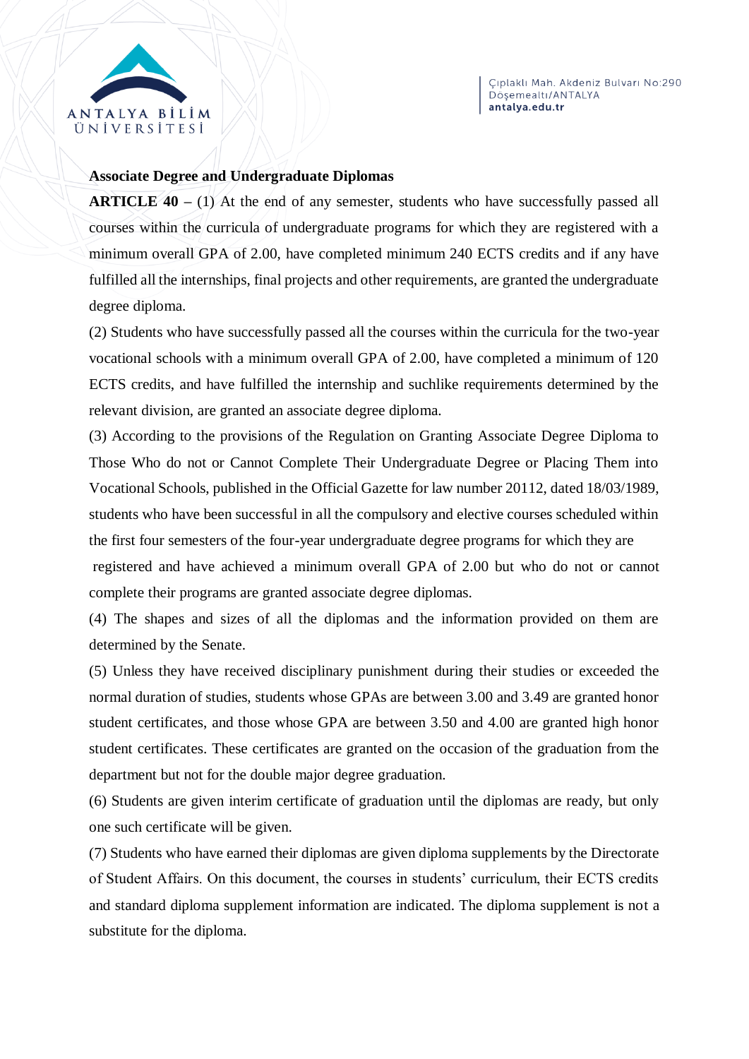**Associate Degree and Undergraduate Diplomas**

**ARTICLE 40 –** (1) At the end of any semester, students who have successfully passed all courses within the curricula of undergraduate programs for which they are registered with a minimum overall GPA of 2.00, have completed minimum 240 ECTS credits and if any have fulfilled all the internships, final projects and other requirements, are granted the undergraduate degree diploma.

(2) Students who have successfully passed all the courses within the curricula for the two-year vocational schools with a minimum overall GPA of 2.00, have completed a minimum of 120 ECTS credits, and have fulfilled the internship and suchlike requirements determined by the relevant division, are granted an associate degree diploma.

(3) According to the provisions of the Regulation on Granting Associate Degree Diploma to Those Who do not or Cannot Complete Their Undergraduate Degree or Placing Them into Vocational Schools, published in the Official Gazette for law number 20112, dated 18/03/1989, students who have been successful in all the compulsory and elective courses scheduled within the first four semesters of the four-year undergraduate degree programs for which they are registered and have achieved a minimum overall GPA of 2.00 but who do not or cannot complete their programs are granted associate degree diplomas.

(4) The shapes and sizes of all the diplomas and the information provided on them are determined by the Senate.

(5) Unless they have received disciplinary punishment during their studies or exceeded the normal duration of studies, students whose GPAs are between 3.00 and 3.49 are granted honor student certificates, and those whose GPA are between 3.50 and 4.00 are granted high honor student certificates. These certificates are granted on the occasion of the graduation from the department but not for the double major degree graduation.

(6) Students are given interim certificate of graduation until the diplomas are ready, but only one such certificate will be given.

(7) Students who have earned their diplomas are given diploma supplements by the Directorate of Student Affairs. On this document, the courses in students' curriculum, their ECTS credits and standard diploma supplement information are indicated. The diploma supplement is not a substitute for the diploma.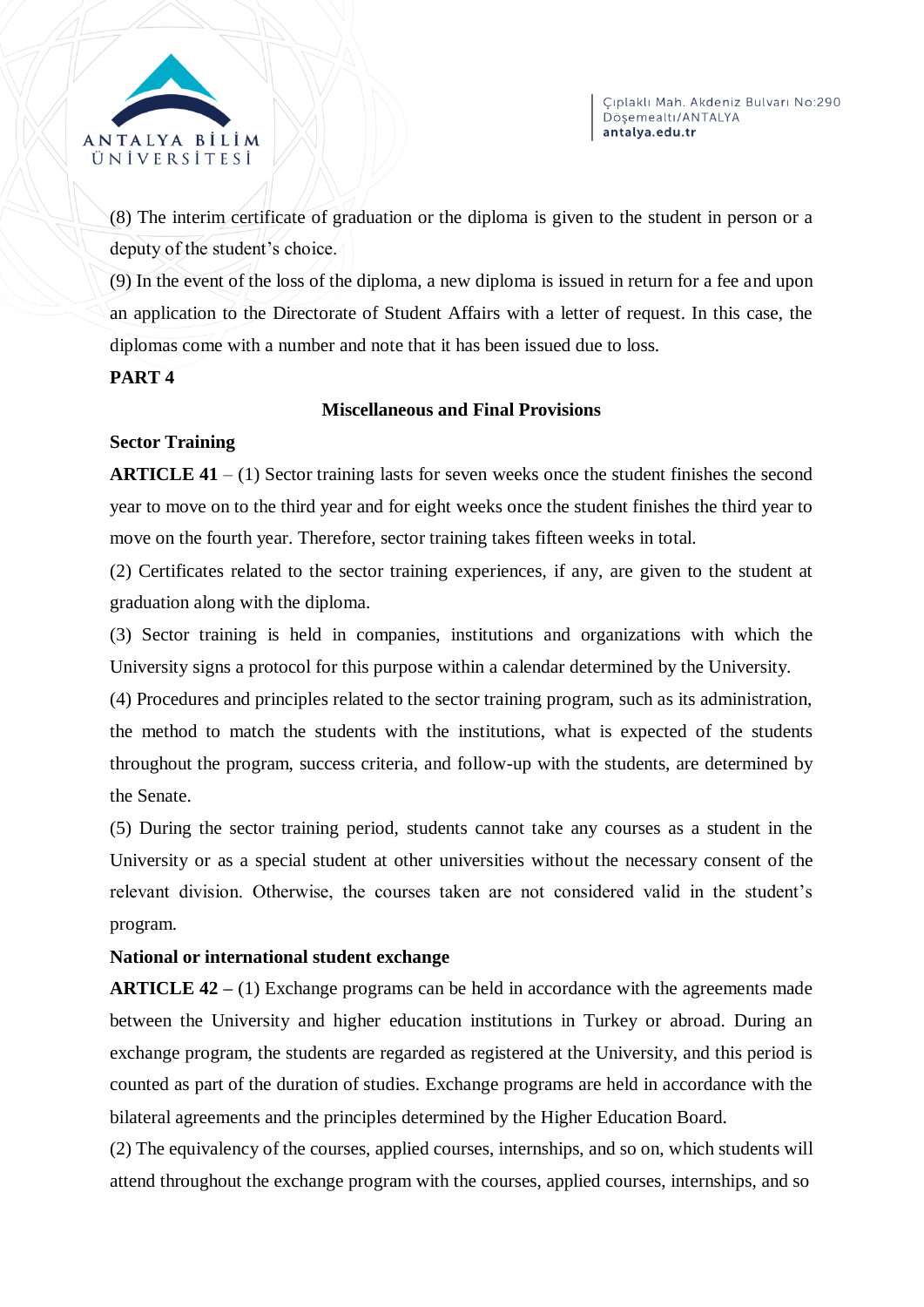(8) The interim certificate of graduation or the diploma is given to the student in person or a deputy of the student's choice.

(9) In the event of the loss of the diploma, a new diploma is issued in return for a fee and upon an application to the Directorate of Student Affairs with a letter of request. In this case, the diplomas come with a number and note that it has been issued due to loss.

## PART 4

### Miscellaneous and Final Provisions

**Sector Training**

**ARTICLE 41** – (1) Sector training lasts for seven weeks once the student finishes the second year to move on to the third year and for eight weeks once the student finishes the third year to move on the fourth year. Therefore, sector training takes fifteen weeks in total.

(2) Certificates related to the sector training experiences, if any, are given to the student at graduation along with the diploma.

(3) Sector training is held in companies, institutions and organizations with which the University signs a protocol for this purpose within a calendar determined by the University.

(4) Procedures and principles related to the sector training program, such as its administration, the method to match the students with the institutions, what is expected of the students throughout the program, success criteria, and follow-up with the students, are determined by the Senate.

(5) During the sector training period, students cannot take any courses as a student in the University or as a special student at other universities without the necessary consent of the relevant division. Otherwise, the courses taken are not considered valid in the student's program.

**National or international student exchange**

**ARTICLE 42 –** (1) Exchange programs can be held in accordance with the agreements made between the University and higher education institutions in Turkey or abroad. During an exchange program, the students are regarded as registered at the University, and this period is counted as part of the duration of studies. Exchange programs are held in accordance with the bilateral agreements and the principles determined by the Higher Education Board.

(2) The equivalency of the courses, applied courses, internships, and so on, which students will attend throughout the exchange program with the courses, applied courses, internships, and so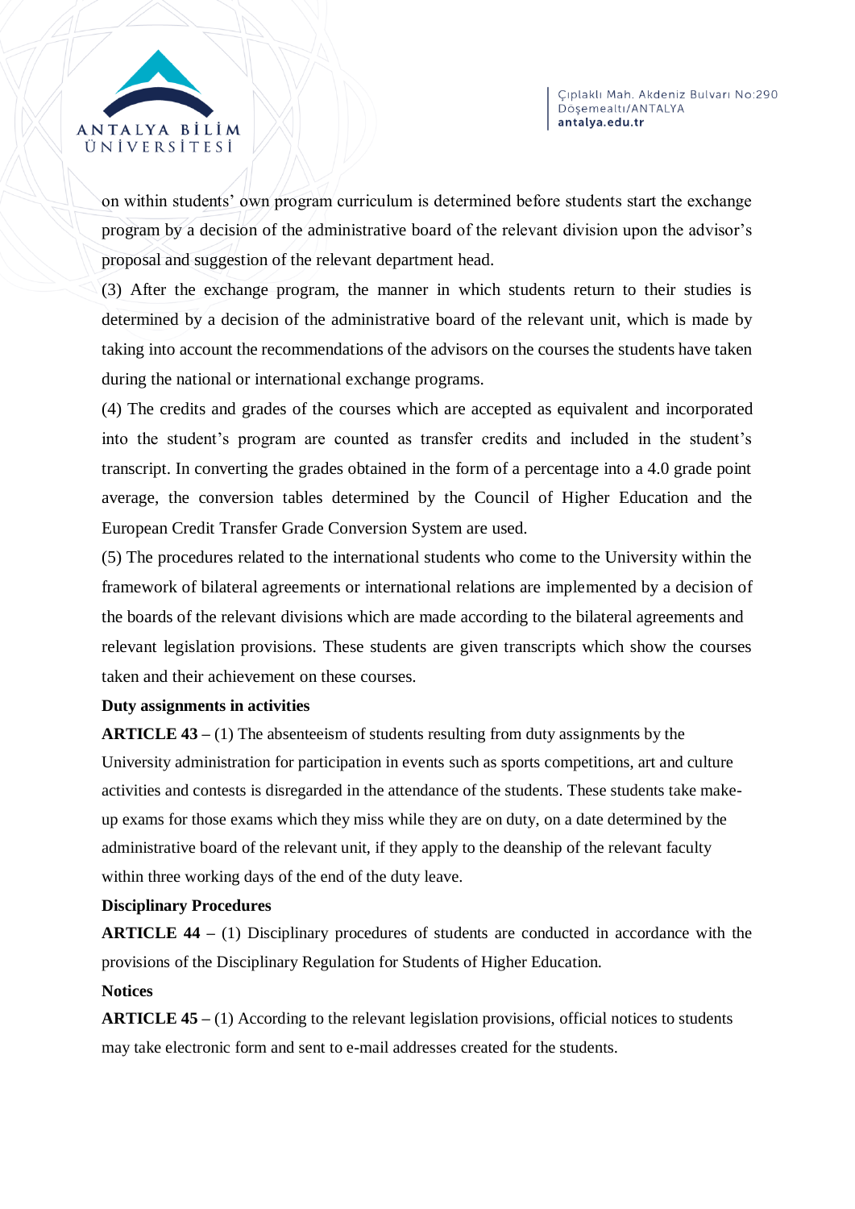on within students' own program curriculum is determined before students start the exchange program by a decision of the administrative board of the relevant division upon the advisor's proposal and suggestion of the relevant department head.

(3) After the exchange program, the manner in which students return to their studies is determined by a decision of the administrative board of the relevant unit, which is made by taking into account the recommendations of the advisors on the courses the students have taken during the national or international exchange programs.

(4) The credits and grades of the courses which are accepted as equivalent and incorporated into the student's program are counted as transfer credits and included in the student's transcript. In converting the grades obtained in the form of a percentage into a 4.0 grade point average, the conversion tables determined by the Council of Higher Education and the European Credit Transfer Grade Conversion System are used.

(5) The procedures related to the international students who come to the University within the framework of bilateral agreements or international relations are implemented by a decision of the boards of the relevant divisions which are made according to the bilateral agreements and relevant legislation provisions. These students are given transcripts which show the courses taken and their achievement on these courses.

**Duty assignments in activities**

**ARTICLE 43 –** (1) The absenteeism of students resulting from duty assignments by the University administration for participation in events such as sports competitions, art and culture activities and contests is disregarded in the attendance of the students. These students take make-up exams for those exams which they miss while they are on duty, on a date determined by the administrative board of the relevant unit, if they apply to the deanship of the relevant faculty within three working days of the end of the duty leave.

**Disciplinary Procedures**

**ARTICLE 44 –** (1) Disciplinary procedures of students are conducted in accordance with the provisions of the Disciplinary Regulation for Students of Higher Education.

**Notices**

**ARTICLE 45 –** (1) According to the relevant legislation provisions, official notices to students may take electronic form and sent to e-mail addresses created for the students.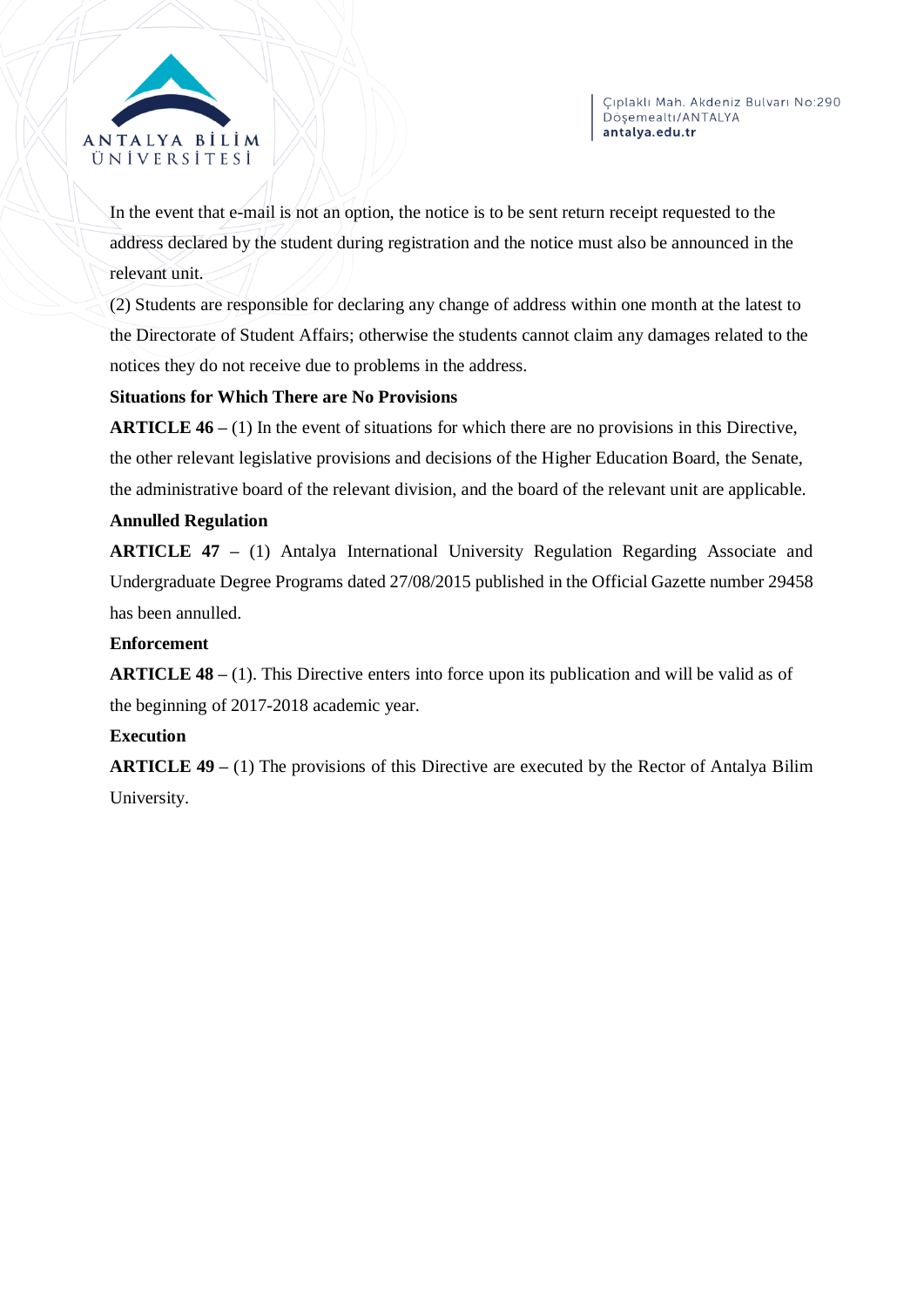In the event that e-mail is not an option, the notice is to be sent return receipt requested to the address declared by the student during registration and the notice must also be announced in the relevant unit.

(2) Students are responsible for declaring any change of address within one month at the latest to the Directorate of Student Affairs; otherwise the students cannot claim any damages related to the notices they do not receive due to problems in the address.

**Situations for Which There are No Provisions**

**ARTICLE 46 –** (1) In the event of situations for which there are no provisions in this Directive, the other relevant legislative provisions and decisions of the Higher Education Board, the Senate, the administrative board of the relevant division, and the board of the relevant unit are applicable.

**Annulled Regulation**

**ARTICLE 47 –** (1) Antalya International University Regulation Regarding Associate and Undergraduate Degree Programs dated 27/08/2015 published in the Official Gazette number 29458 has been annulled.

**Enforcement**

**ARTICLE 48 –** (1). This Directive enters into force upon its publication and will be valid as of the beginning of 2017-2018 academic year.

**Execution**

**ARTICLE 49 –** (1) The provisions of this Directive are executed by the Rector of Antalya Bilim University.